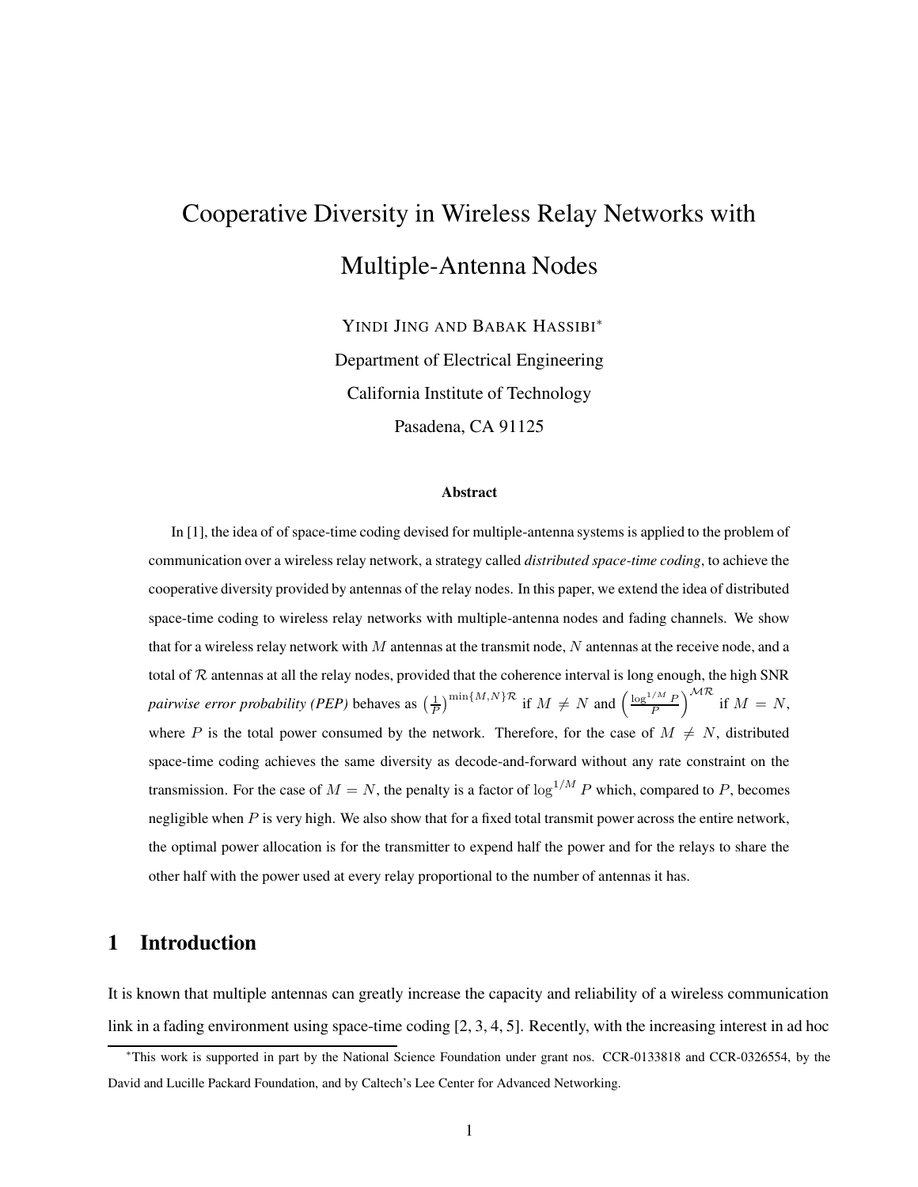# Cooperative Diversity in Wireless Relay Networks with Multiple-Antenna Nodes

YINDI JING AND BABAK HASSIBI*

Department of Electrical Engineering

California Institute of Technology

Pasadena, CA 91125

### Abstract

In [1], the idea of of space-time coding devised for multiple-antenna systems is applied to the problem of communication over a wireless relay network, a strategy called *distributed space-time coding*, to achieve the cooperative diversity provided by antennas of the relay nodes. In this paper, we extend the idea of distributed space-time coding to wireless relay networks with multiple-antenna nodes and fading channels. We show that for a wireless relay network with $M$ antennas at the transmit node, $N$ antennas at the receive node, and a total of $\mathcal{R}$ antennas at all the relay nodes, provided that the coherence interval is long enough, the high SNR *pairwise error probability (PEP)* behaves as $\left(\frac{1}{P}\right)^{\min\{M,N\}\mathcal{R}}$ if $M \neq N$ and $\left(\frac{\log^{1/M} P}{P}\right)^{\mathcal{MR}}$ if $M = N$, where $P$ is the total power consumed by the network. Therefore, for the case of $M \neq N$, distributed space-time coding achieves the same diversity as decode-and-forward without any rate constraint on the transmission. For the case of $M = N$, the penalty is a factor of $\log^{1/M} P$ which, compared to $P$, becomes negligible when $P$ is very high. We also show that for a fixed total transmit power across the entire network, the optimal power allocation is for the transmitter to expend half the power and for the relays to share the other half with the power used at every relay proportional to the number of antennas it has.

## 1 Introduction

It is known that multiple antennas can greatly increase the capacity and reliability of a wireless communication link in a fading environment using space-time coding [2, 3, 4, 5]. Recently, with the increasing interest in ad hoc

*This work is supported in part by the National Science Foundation under grant nos. CCR-0133818 and CCR-0326554, by the David and Lucille Packard Foundation, and by Caltech's Lee Center for Advanced Networking.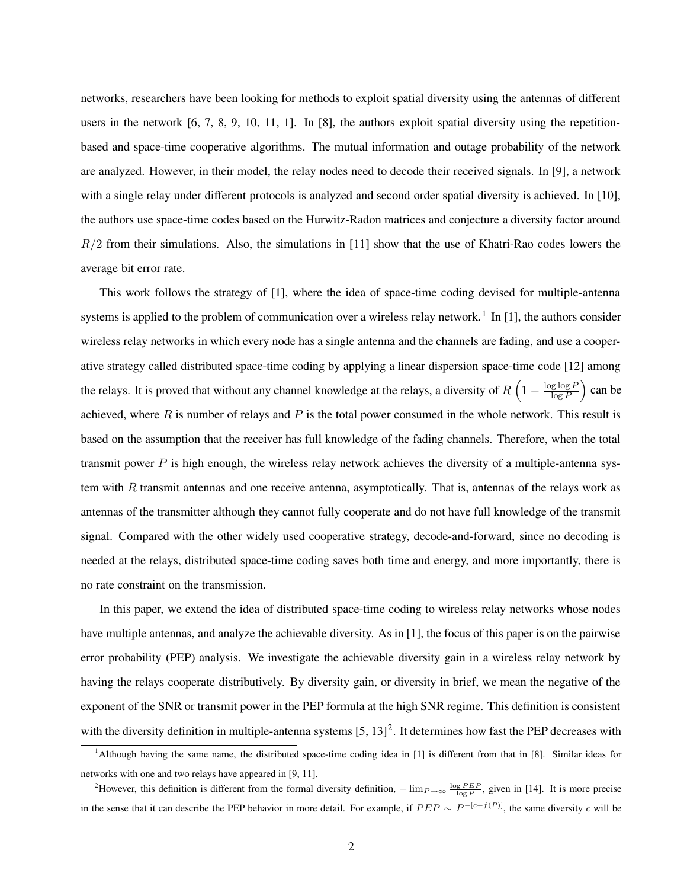networks, researchers have been looking for methods to exploit spatial diversity using the antennas of different users in the network [6, 7, 8, 9, 10, 11, 1]. In [8], the authors exploit spatial diversity using the repetition-based and space-time cooperative algorithms. The mutual information and outage probability of the network are analyzed. However, in their model, the relay nodes need to decode their received signals. In [9], a network with a single relay under different protocols is analyzed and second order spatial diversity is achieved. In [10], the authors use space-time codes based on the Hurwitz-Radon matrices and conjecture a diversity factor around $R/2$ from their simulations. Also, the simulations in [11] show that the use of Khatri-Rao codes lowers the average bit error rate.

This work follows the strategy of [1], where the idea of space-time coding devised for multiple-antenna systems is applied to the problem of communication over a wireless relay network.[1] In [1], the authors consider wireless relay networks in which every node has a single antenna and the channels are fading, and use a cooperative strategy called distributed space-time coding by applying a linear dispersion space-time code [12] among the relays. It is proved that without any channel knowledge at the relays, a diversity of $R\left(1-\frac{\log\log P}{\log P}\right)$ can be achieved, where $R$ is number of relays and $P$ is the total power consumed in the whole network. This result is based on the assumption that the receiver has full knowledge of the fading channels. Therefore, when the total transmit power $P$ is high enough, the wireless relay network achieves the diversity of a multiple-antenna system with $R$ transmit antennas and one receive antenna, asymptotically. That is, antennas of the relays work as antennas of the transmitter although they cannot fully cooperate and do not have full knowledge of the transmit signal. Compared with the other widely used cooperative strategy, decode-and-forward, since no decoding is needed at the relays, distributed space-time coding saves both time and energy, and more importantly, there is no rate constraint on the transmission.

In this paper, we extend the idea of distributed space-time coding to wireless relay networks whose nodes have multiple antennas, and analyze the achievable diversity. As in [1], the focus of this paper is on the pairwise error probability (PEP) analysis. We investigate the achievable diversity gain in a wireless relay network by having the relays cooperate distributively. By diversity gain, or diversity in brief, we mean the negative of the exponent of the SNR or transmit power in the PEP formula at the high SNR regime. This definition is consistent with the diversity definition in multiple-antenna systems [5, 13][2]. It determines how fast the PEP decreases with

[1]Although having the same name, the distributed space-time coding idea in [1] is different from that in [8]. Similar ideas for networks with one and two relays have appeared in [9, 11].

[2]However, this definition is different from the formal diversity definition, $-\lim_{P\to\infty}\frac{\log PEP}{\log P}$, given in [14]. It is more precise in the sense that it can describe the PEP behavior in more detail. For example, if $PEP \sim P^{-[c+f(P)]}$, the same diversity $c$ will be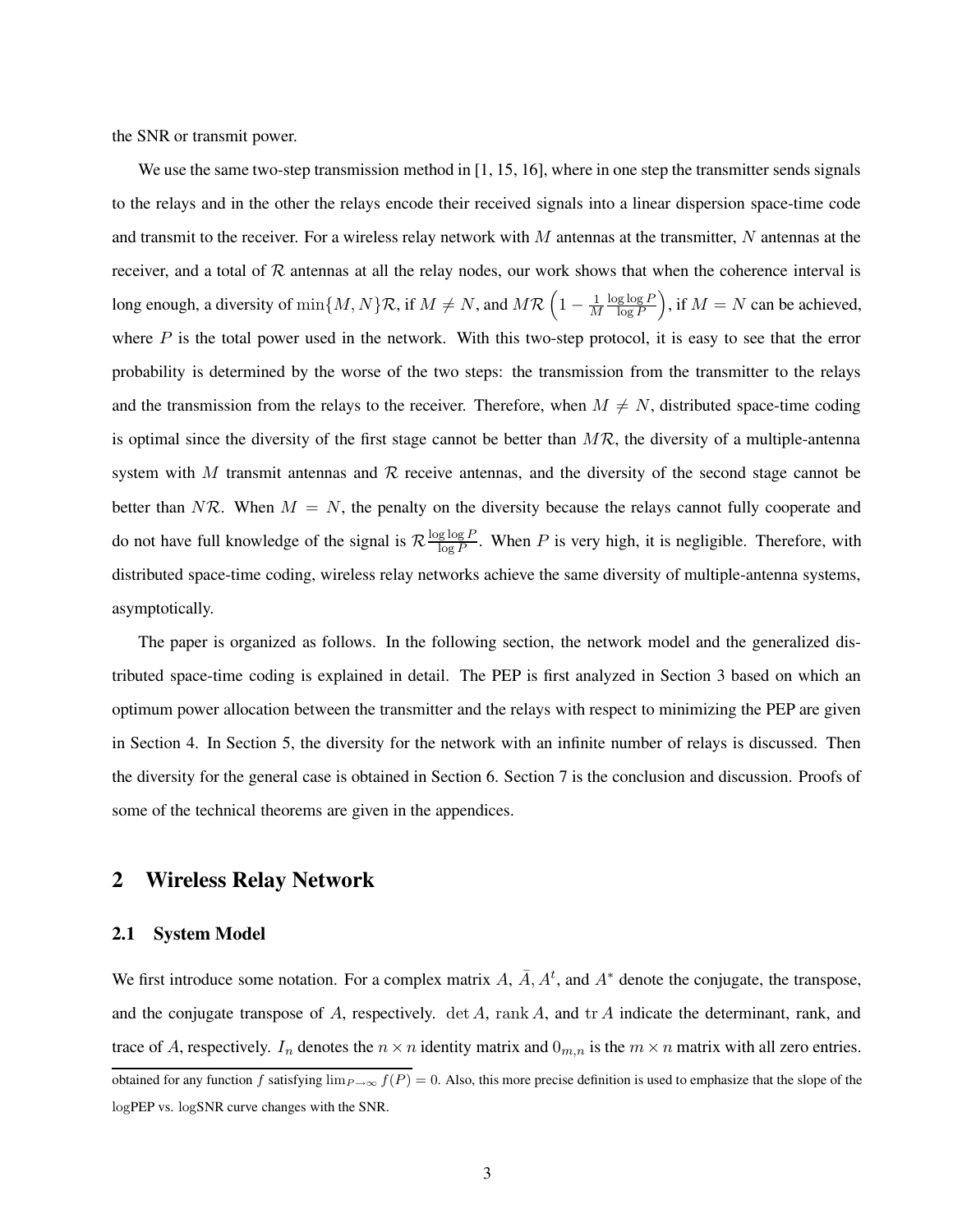the SNR or transmit power.

We use the same two-step transmission method in [1, 15, 16], where in one step the transmitter sends signals to the relays and in the other the relays encode their received signals into a linear dispersion space-time code and transmit to the receiver. For a wireless relay network with $M$ antennas at the transmitter, $N$ antennas at the receiver, and a total of $\mathcal{R}$ antennas at all the relay nodes, our work shows that when the coherence interval is long enough, a diversity of $\min\{M, N\}\mathcal{R}$, if $M \neq N$, and $M\mathcal{R}\left(1 - \frac{1}{M}\frac{\log\log P}{\log P}\right)$, if $M = N$ can be achieved, where $P$ is the total power used in the network. With this two-step protocol, it is easy to see that the error probability is determined by the worse of the two steps: the transmission from the transmitter to the relays and the transmission from the relays to the receiver. Therefore, when $M \neq N$, distributed space-time coding is optimal since the diversity of the first stage cannot be better than $M\mathcal{R}$, the diversity of a multiple-antenna system with $M$ transmit antennas and $\mathcal{R}$ receive antennas, and the diversity of the second stage cannot be better than $N\mathcal{R}$. When $M = N$, the penalty on the diversity because the relays cannot fully cooperate and do not have full knowledge of the signal is $\mathcal{R}\frac{\log\log P}{\log P}$. When $P$ is very high, it is negligible. Therefore, with distributed space-time coding, wireless relay networks achieve the same diversity of multiple-antenna systems, asymptotically.

The paper is organized as follows. In the following section, the network model and the generalized distributed space-time coding is explained in detail. The PEP is first analyzed in Section 3 based on which an optimum power allocation between the transmitter and the relays with respect to minimizing the PEP are given in Section 4. In Section 5, the diversity for the network with an infinite number of relays is discussed. Then the diversity for the general case is obtained in Section 6. Section 7 is the conclusion and discussion. Proofs of some of the technical theorems are given in the appendices.

## 2 Wireless Relay Network

### 2.1 System Model

We first introduce some notation. For a complex matrix $A$, $\bar{A}$, $A^t$, and $A^*$ denote the conjugate, the transpose, and the conjugate transpose of $A$, respectively. $\det A$, $\operatorname{rank} A$, and $\operatorname{tr} A$ indicate the determinant, rank, and trace of $A$, respectively. $I_n$ denotes the $n \times n$ identity matrix and $0_{m,n}$ is the $m \times n$ matrix with all zero entries.

obtained for any function $f$ satisfying $\lim_{P\to\infty} f(P) = 0$. Also, this more precise definition is used to emphasize that the slope of the $\log$PEP vs. $\log$SNR curve changes with the SNR.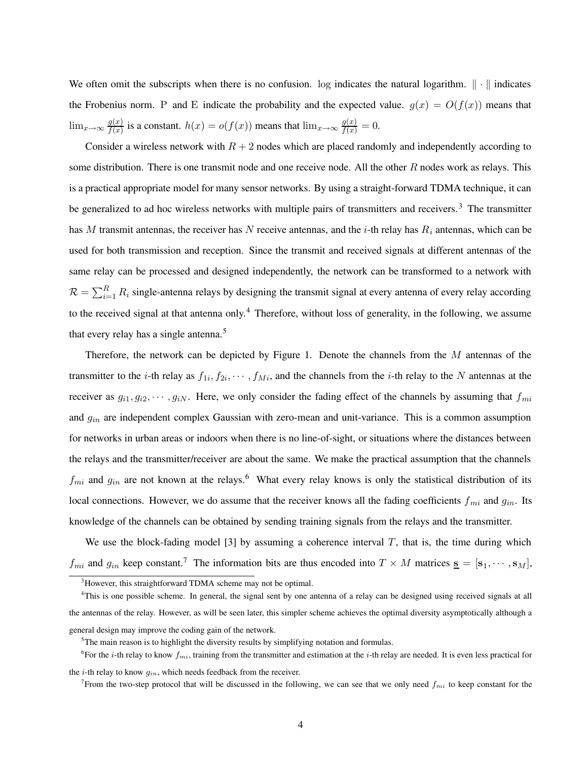We often omit the subscripts when there is no confusion. log indicates the natural logarithm. $\|\cdot\|$ indicates the Frobenius norm. P and E indicate the probability and the expected value. $g(x) = O(f(x))$ means that $\lim_{x\to\infty} \frac{g(x)}{f(x)}$ is a constant. $h(x) = o(f(x))$ means that $\lim_{x\to\infty} \frac{g(x)}{f(x)} = 0$.

Consider a wireless network with $R+2$ nodes which are placed randomly and independently according to some distribution. There is one transmit node and one receive node. All the other $R$ nodes work as relays. This is a practical appropriate model for many sensor networks. By using a straight-forward TDMA technique, it can be generalized to ad hoc wireless networks with multiple pairs of transmitters and receivers.[3] The transmitter has $M$ transmit antennas, the receiver has $N$ receive antennas, and the $i$-th relay has $R_i$ antennas, which can be used for both transmission and reception. Since the transmit and received signals at different antennas of the same relay can be processed and designed independently, the network can be transformed to a network with $\mathcal{R} = \sum_{i=1}^{R} R_i$ single-antenna relays by designing the transmit signal at every antenna of every relay according to the received signal at that antenna only.[4] Therefore, without loss of generality, in the following, we assume that every relay has a single antenna.[5]

Therefore, the network can be depicted by Figure 1. Denote the channels from the $M$ antennas of the transmitter to the $i$-th relay as $f_{1i}, f_{2i}, \cdots, f_{Mi}$, and the channels from the $i$-th relay to the $N$ antennas at the receiver as $g_{i1}, g_{i2}, \cdots, g_{iN}$. Here, we only consider the fading effect of the channels by assuming that $f_{mi}$ and $g_{in}$ are independent complex Gaussian with zero-mean and unit-variance. This is a common assumption for networks in urban areas or indoors when there is no line-of-sight, or situations where the distances between the relays and the transmitter/receiver are about the same. We make the practical assumption that the channels $f_{mi}$ and $g_{in}$ are not known at the relays.[6] What every relay knows is only the statistical distribution of its local connections. However, we do assume that the receiver knows all the fading coefficients $f_{mi}$ and $g_{in}$. Its knowledge of the channels can be obtained by sending training signals from the relays and the transmitter.

We use the block-fading model [3] by assuming a coherence interval $T$, that is, the time during which $f_{mi}$ and $g_{in}$ keep constant.[7] The information bits are thus encoded into $T \times M$ matrices $\underline{\mathbf{s}} = [\mathbf{s}_1, \cdots, \mathbf{s}_M]$,

---

[3] However, this straightforward TDMA scheme may not be optimal.

[4] This is one possible scheme. In general, the signal sent by one antenna of a relay can be designed using received signals at all the antennas of the relay. However, as will be seen later, this simpler scheme achieves the optimal diversity asymptotically although a general design may improve the coding gain of the network.

[5] The main reason is to highlight the diversity results by simplifying notation and formulas.

[6] For the $i$-th relay to know $f_{mi}$, training from the transmitter and estimation at the $i$-th relay are needed. It is even less practical for the $i$-th relay to know $g_{in}$, which needs feedback from the receiver.

[7] From the two-step protocol that will be discussed in the following, we can see that we only need $f_{mi}$ to keep constant for the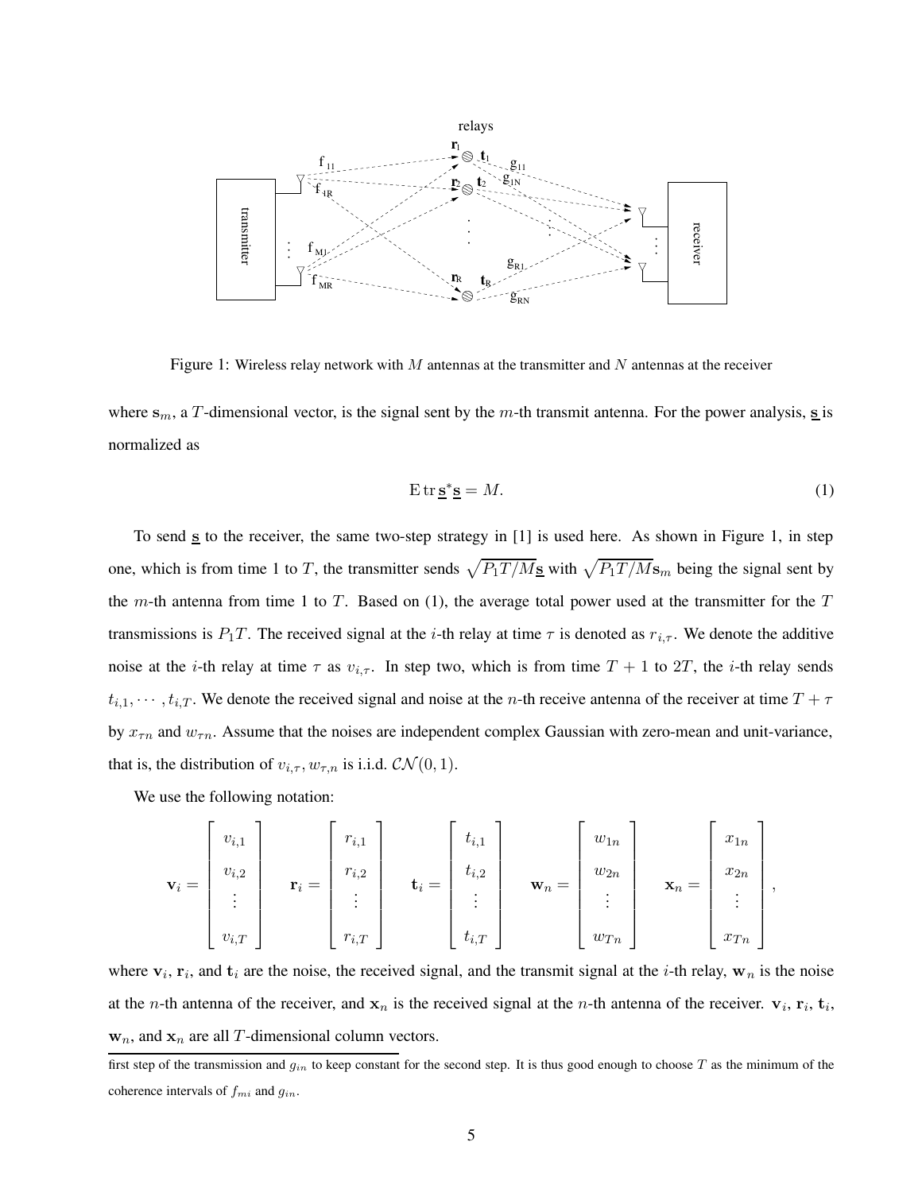relays

$\mathbf{r}_1$ $\mathbf{t}_1$ $\mathbf{r}_2$ $\mathbf{t}_2$ $\mathbf{r}_R$ $\mathbf{t}_R$

$f_{11}$ $f_{1R}$ $f_{M1}$ $f_{MR}$ $g_{11}$ $g_{1N}$ $g_{R1}$ $g_{RN}$

transmitter

receiver

Figure 1: Wireless relay network with $M$ antennas at the transmitter and $N$ antennas at the receiver

where $\mathbf{s}_m$, a $T$-dimensional vector, is the signal sent by the $m$-th transmit antenna. For the power analysis, $\underline{\mathbf{s}}$ is normalized as

$$\mathrm{E}\,\mathrm{tr}\,\underline{\mathbf{s}}^*\underline{\mathbf{s}} = M. \tag{1}$$

To send $\underline{\mathbf{s}}$ to the receiver, the same two-step strategy in [1] is used here. As shown in Figure 1, in step one, which is from time 1 to $T$, the transmitter sends $\sqrt{P_1T/M}\underline{\mathbf{s}}$ with $\sqrt{P_1T/M}\mathbf{s}_m$ being the signal sent by the $m$-th antenna from time 1 to $T$. Based on (1), the average total power used at the transmitter for the $T$ transmissions is $P_1T$. The received signal at the $i$-th relay at time $\tau$ is denoted as $r_{i,\tau}$. We denote the additive noise at the $i$-th relay at time $\tau$ as $v_{i,\tau}$. In step two, which is from time $T+1$ to $2T$, the $i$-th relay sends $t_{i,1},\cdots,t_{i,T}$. We denote the received signal and noise at the $n$-th receive antenna of the receiver at time $T+\tau$ by $x_{\tau n}$ and $w_{\tau n}$. Assume that the noises are independent complex Gaussian with zero-mean and unit-variance, that is, the distribution of $v_{i,\tau}, w_{\tau,n}$ is i.i.d. $\mathcal{CN}(0,1)$.

We use the following notation:

$$\mathbf{v}_i = \begin{bmatrix} v_{i,1} \\ v_{i,2} \\ \vdots \\ v_{i,T} \end{bmatrix} \quad \mathbf{r}_i = \begin{bmatrix} r_{i,1} \\ r_{i,2} \\ \vdots \\ r_{i,T} \end{bmatrix} \quad \mathbf{t}_i = \begin{bmatrix} t_{i,1} \\ t_{i,2} \\ \vdots \\ t_{i,T} \end{bmatrix} \quad \mathbf{w}_n = \begin{bmatrix} w_{1n} \\ w_{2n} \\ \vdots \\ w_{Tn} \end{bmatrix} \quad \mathbf{x}_n = \begin{bmatrix} x_{1n} \\ x_{2n} \\ \vdots \\ x_{Tn} \end{bmatrix},$$

where $\mathbf{v}_i$, $\mathbf{r}_i$, and $\mathbf{t}_i$ are the noise, the received signal, and the transmit signal at the $i$-th relay, $\mathbf{w}_n$ is the noise at the $n$-th antenna of the receiver, and $\mathbf{x}_n$ is the received signal at the $n$-th antenna of the receiver. $\mathbf{v}_i$, $\mathbf{r}_i$, $\mathbf{t}_i$, $\mathbf{w}_n$, and $\mathbf{x}_n$ are all $T$-dimensional column vectors.

first step of the transmission and $g_{in}$ to keep constant for the second step. It is thus good enough to choose $T$ as the minimum of the coherence intervals of $f_{mi}$ and $g_{in}$.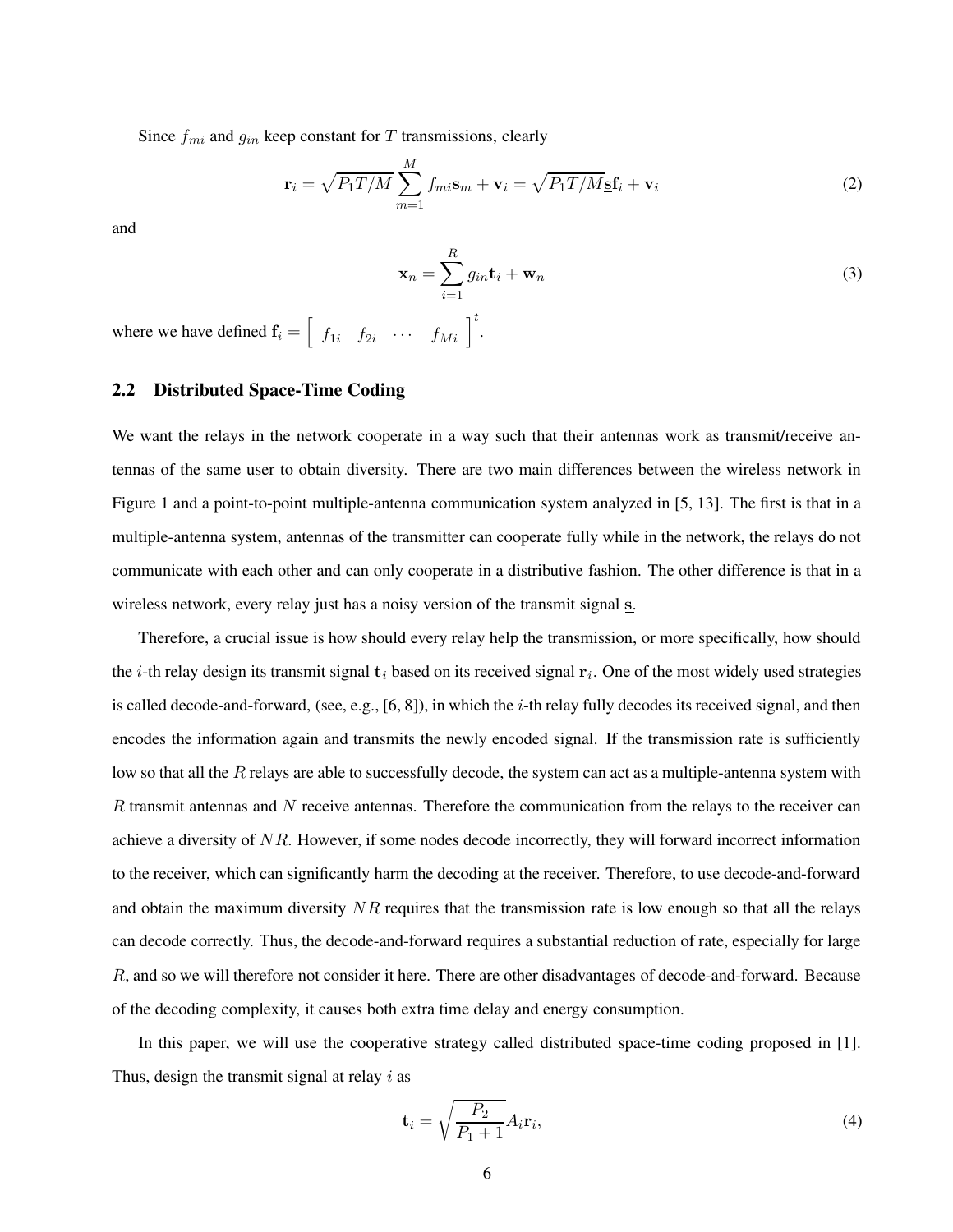Since $f_{mi}$ and $g_{in}$ keep constant for $T$ transmissions, clearly

$$\mathbf{r}_i = \sqrt{P_1 T/M} \sum_{m=1}^{M} f_{mi} \mathbf{s}_m + \mathbf{v}_i = \sqrt{P_1 T/M} \underline{\mathbf{s}} \mathbf{f}_i + \mathbf{v}_i \tag{2}$$

and

$$\mathbf{x}_n = \sum_{i=1}^{R} g_{in} \mathbf{t}_i + \mathbf{w}_n \tag{3}$$

where we have defined $\mathbf{f}_i = \begin{bmatrix} f_{1i} & f_{2i} & \cdots & f_{Mi} \end{bmatrix}^t$.

## 2.2 Distributed Space-Time Coding

We want the relays in the network cooperate in a way such that their antennas work as transmit/receive antennas of the same user to obtain diversity. There are two main differences between the wireless network in Figure 1 and a point-to-point multiple-antenna communication system analyzed in [5, 13]. The first is that in a multiple-antenna system, antennas of the transmitter can cooperate fully while in the network, the relays do not communicate with each other and can only cooperate in a distributive fashion. The other difference is that in a wireless network, every relay just has a noisy version of the transmit signal $\underline{\mathbf{s}}$.

Therefore, a crucial issue is how should every relay help the transmission, or more specifically, how should the $i$-th relay design its transmit signal $\mathbf{t}_i$ based on its received signal $\mathbf{r}_i$. One of the most widely used strategies is called decode-and-forward, (see, e.g., [6, 8]), in which the $i$-th relay fully decodes its received signal, and then encodes the information again and transmits the newly encoded signal. If the transmission rate is sufficiently low so that all the $R$ relays are able to successfully decode, the system can act as a multiple-antenna system with $R$ transmit antennas and $N$ receive antennas. Therefore the communication from the relays to the receiver can achieve a diversity of $NR$. However, if some nodes decode incorrectly, they will forward incorrect information to the receiver, which can significantly harm the decoding at the receiver. Therefore, to use decode-and-forward and obtain the maximum diversity $NR$ requires that the transmission rate is low enough so that all the relays can decode correctly. Thus, the decode-and-forward requires a substantial reduction of rate, especially for large $R$, and so we will therefore not consider it here. There are other disadvantages of decode-and-forward. Because of the decoding complexity, it causes both extra time delay and energy consumption.

In this paper, we will use the cooperative strategy called distributed space-time coding proposed in [1]. Thus, design the transmit signal at relay $i$ as

$$\mathbf{t}_i = \sqrt{\frac{P_2}{P_1 + 1}} A_i \mathbf{r}_i, \tag{4}$$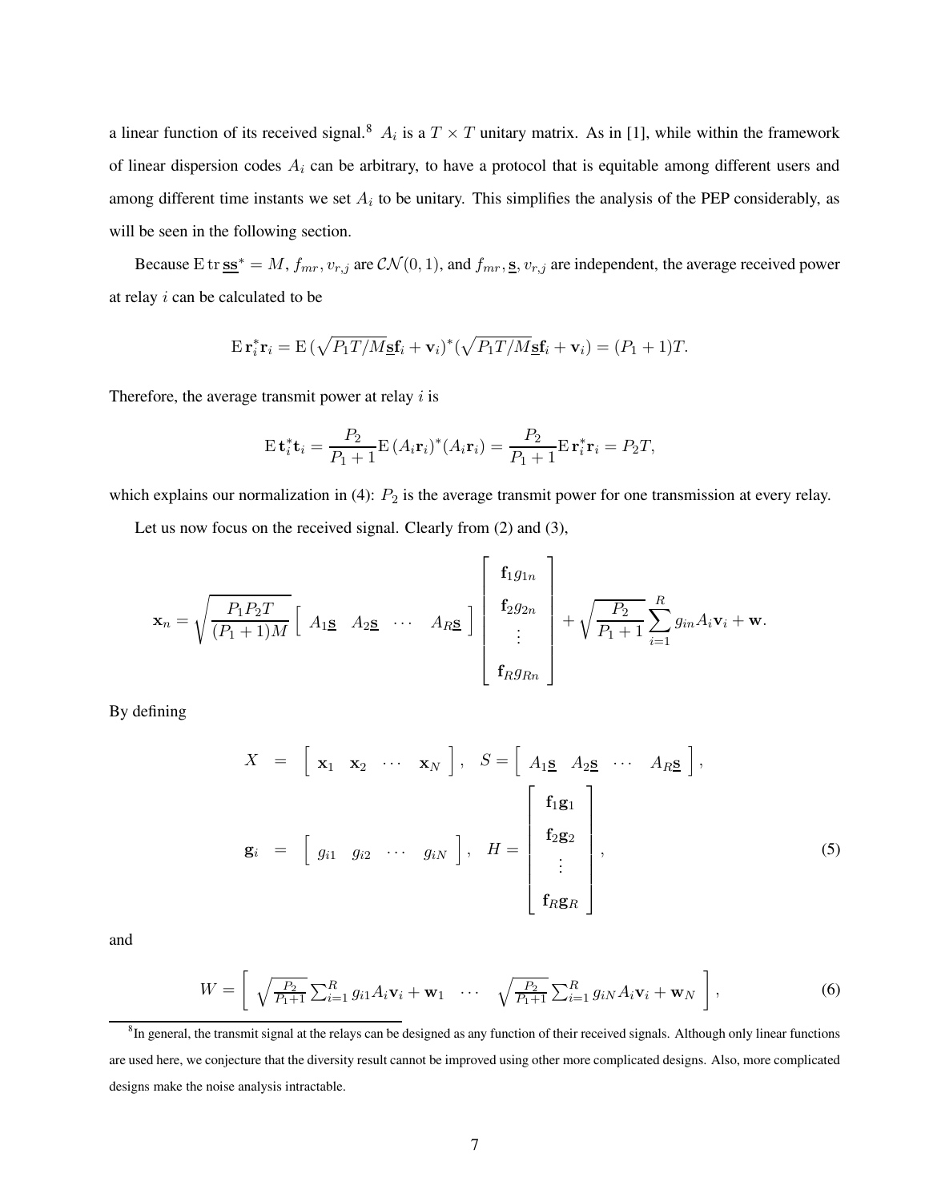a linear function of its received signal.[8] $A_i$ is a $T \times T$ unitary matrix. As in [1], while within the framework of linear dispersion codes $A_i$ can be arbitrary, to have a protocol that is equitable among different users and among different time instants we set $A_i$ to be unitary. This simplifies the analysis of the PEP considerably, as will be seen in the following section.

Because $\mathrm{E}\,\mathrm{tr}\,\underline{\mathbf{s}}\underline{\mathbf{s}}^* = M$, $f_{mr}, v_{r,j}$ are $\mathcal{CN}(0,1)$, and $f_{mr}, \underline{\mathbf{s}}, v_{r,j}$ are independent, the average received power at relay $i$ can be calculated to be

$$\mathrm{E}\,\mathbf{r}_i^*\mathbf{r}_i = \mathrm{E}\,(\sqrt{P_1T/M}\underline{\mathbf{s}}\mathbf{f}_i + \mathbf{v}_i)^*(\sqrt{P_1T/M}\underline{\mathbf{s}}\mathbf{f}_i + \mathbf{v}_i) = (P_1+1)T.$$

Therefore, the average transmit power at relay $i$ is

$$\mathrm{E}\,\mathbf{t}_i^*\mathbf{t}_i = \frac{P_2}{P_1+1}\mathrm{E}\,(A_i\mathbf{r}_i)^*(A_i\mathbf{r}_i) = \frac{P_2}{P_1+1}\mathrm{E}\,\mathbf{r}_i^*\mathbf{r}_i = P_2T,$$

which explains our normalization in (4): $P_2$ is the average transmit power for one transmission at every relay.

Let us now focus on the received signal. Clearly from (2) and (3),

$$\mathbf{x}_n = \sqrt{\frac{P_1P_2T}{(P_1+1)M}}\begin{bmatrix} A_1\underline{\mathbf{s}} & A_2\underline{\mathbf{s}} & \cdots & A_R\underline{\mathbf{s}} \end{bmatrix}\begin{bmatrix} \mathbf{f}_1g_{1n} \\ \mathbf{f}_2g_{2n} \\ \vdots \\ \mathbf{f}_Rg_{Rn} \end{bmatrix} + \sqrt{\frac{P_2}{P_1+1}}\sum_{i=1}^R g_{in}A_i\mathbf{v}_i + \mathbf{w}.$$

By defining

$$\begin{aligned} X &= \begin{bmatrix} \mathbf{x}_1 & \mathbf{x}_2 & \cdots & \mathbf{x}_N \end{bmatrix}, \quad S = \begin{bmatrix} A_1\underline{\mathbf{s}} & A_2\underline{\mathbf{s}} & \cdots & A_R\underline{\mathbf{s}} \end{bmatrix}, \\ \mathbf{g}_i &= \begin{bmatrix} g_{i1} & g_{i2} & \cdots & g_{iN} \end{bmatrix}, \quad H = \begin{bmatrix} \mathbf{f}_1\mathbf{g}_1 \\ \mathbf{f}_2\mathbf{g}_2 \\ \vdots \\ \mathbf{f}_R\mathbf{g}_R \end{bmatrix}, \end{aligned} \tag{5}$$

and

$$W = \begin{bmatrix} \sqrt{\frac{P_2}{P_1+1}}\sum_{i=1}^R g_{i1}A_i\mathbf{v}_i + \mathbf{w}_1 & \cdots & \sqrt{\frac{P_2}{P_1+1}}\sum_{i=1}^R g_{iN}A_i\mathbf{v}_i + \mathbf{w}_N \end{bmatrix}, \tag{6}$$

[8] In general, the transmit signal at the relays can be designed as any function of their received signals. Although only linear functions are used here, we conjecture that the diversity result cannot be improved using other more complicated designs. Also, more complicated designs make the noise analysis intractable.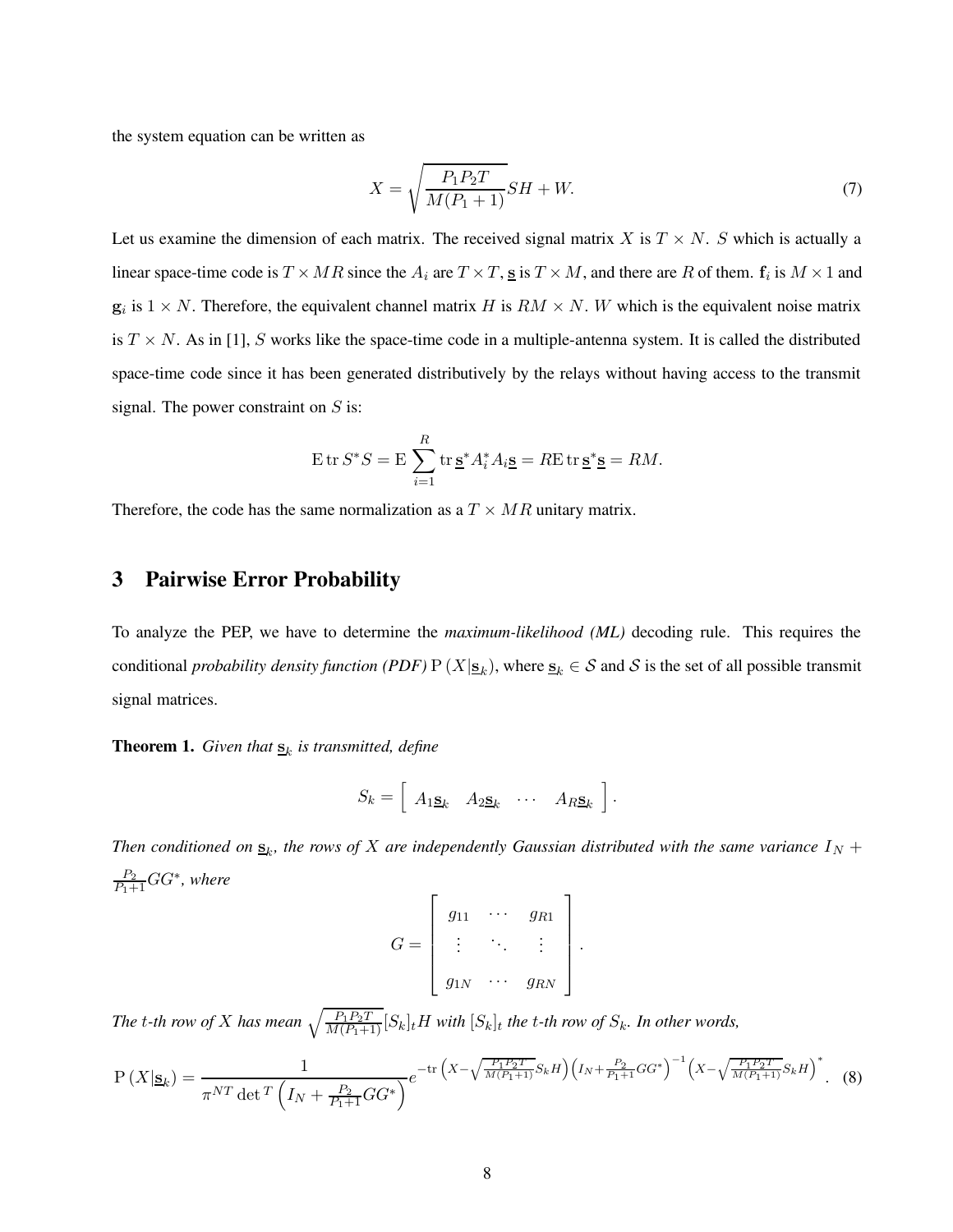the system equation can be written as

$$X = \sqrt{\frac{P_1 P_2 T}{M(P_1+1)}} SH + W. \tag{7}$$

Let us examine the dimension of each matrix. The received signal matrix $X$ is $T \times N$. $S$ which is actually a linear space-time code is $T \times MR$ since the $A_i$ are $T \times T$, $\underline{\mathbf{s}}$ is $T \times M$, and there are $R$ of them. $\mathbf{f}_i$ is $M \times 1$ and $\mathbf{g}_i$ is $1 \times N$. Therefore, the equivalent channel matrix $H$ is $RM \times N$. $W$ which is the equivalent noise matrix is $T \times N$. As in [1], $S$ works like the space-time code in a multiple-antenna system. It is called the distributed space-time code since it has been generated distributively by the relays without having access to the transmit signal. The power constraint on $S$ is:

$$\mathrm{E}\,\mathrm{tr}\, S^* S = \mathrm{E} \sum_{i=1}^{R} \mathrm{tr}\, \underline{\mathbf{s}}^* A_i^* A_i \underline{\mathbf{s}} = R \mathrm{E}\, \mathrm{tr}\, \underline{\mathbf{s}}^* \underline{\mathbf{s}} = RM.$$

Therefore, the code has the same normalization as a $T \times MR$ unitary matrix.

## 3 Pairwise Error Probability

To analyze the PEP, we have to determine the *maximum-likelihood (ML)* decoding rule. This requires the conditional *probability density function (PDF)* $\mathrm{P}\left(X | \underline{\mathbf{s}}_k\right)$, where $\underline{\mathbf{s}}_k \in \mathcal{S}$ and $\mathcal{S}$ is the set of all possible transmit signal matrices.

**Theorem 1.** *Given that $\underline{\mathbf{s}}_k$ is transmitted, define*

$$S_k = \left[ \begin{array}{cccc} A_1 \underline{\mathbf{s}}_k & A_2 \underline{\mathbf{s}}_k & \cdots & A_R \underline{\mathbf{s}}_k \end{array} \right].$$

*Then conditioned on $\underline{\mathbf{s}}_k$, the rows of $X$ are independently Gaussian distributed with the same variance $I_N + \frac{P_2}{P_1+1} G G^*$, where*

$$G = \left[ \begin{array}{ccc} g_{11} & \cdots & g_{R1} \\ \vdots & \ddots & \vdots \\ g_{1N} & \cdots & g_{RN} \end{array} \right].$$

*The $t$-th row of $X$ has mean $\sqrt{\frac{P_1 P_2 T}{M(P_1+1)}} [S_k]_t H$ with $[S_k]_t$ the $t$-th row of $S_k$. In other words,*

$$\mathrm{P}\left(X | \underline{\mathbf{s}}_k\right) = \frac{1}{\pi^{NT} \det^T \left( I_N + \frac{P_2}{P_1+1} G G^* \right)} e^{-\mathrm{tr} \left( X - \sqrt{\frac{P_1 P_2 T}{M(P_1+1)}} S_k H \right) \left( I_N + \frac{P_2}{P_1+1} G G^* \right)^{-1} \left( X - \sqrt{\frac{P_1 P_2 T}{M(P_1+1)}} S_k H \right)^*}. \tag{8}$$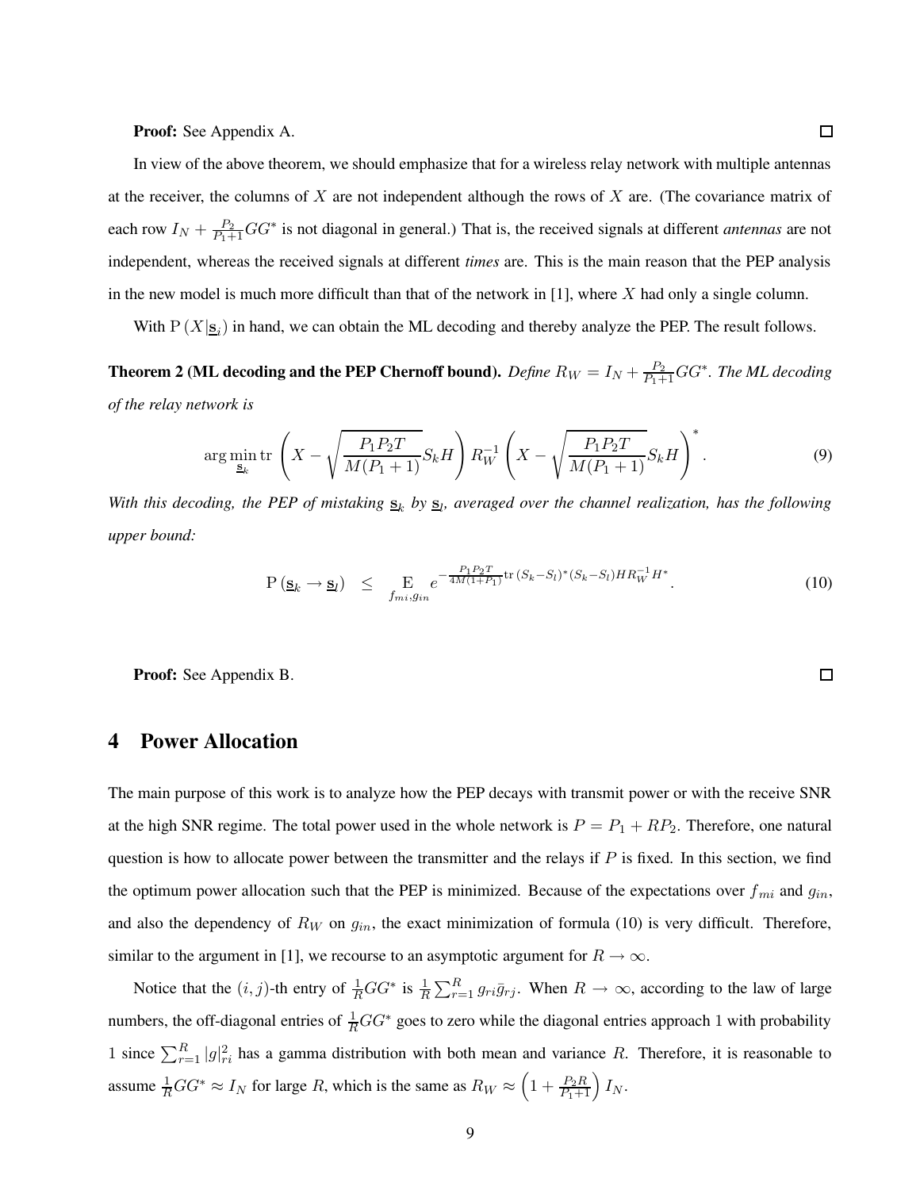**Proof:** See Appendix A. $\square$

In view of the above theorem, we should emphasize that for a wireless relay network with multiple antennas at the receiver, the columns of $X$ are not independent although the rows of $X$ are. (The covariance matrix of each row $I_N + \frac{P_2}{P_1+1}GG^*$ is not diagonal in general.) That is, the received signals at different *antennas* are not independent, whereas the received signals at different *times* are. This is the main reason that the PEP analysis in the new model is much more difficult than that of the network in [1], where $X$ had only a single column.

With $\mathrm{P}\left(X|\underline{\mathbf{s}}_i\right)$ in hand, we can obtain the ML decoding and thereby analyze the PEP. The result follows.

**Theorem 2 (ML decoding and the PEP Chernoff bound).** *Define $R_W = I_N + \frac{P_2}{P_1+1}GG^*$. The ML decoding of the relay network is*

$$\arg\min_{\underline{\mathbf{s}}_k} \operatorname{tr}\left(X - \sqrt{\frac{P_1P_2T}{M(P_1+1)}}S_kH\right)R_W^{-1}\left(X - \sqrt{\frac{P_1P_2T}{M(P_1+1)}}S_kH\right)^*. \tag{9}$$

*With this decoding, the PEP of mistaking $\underline{\mathbf{s}}_k$ by $\underline{\mathbf{s}}_l$, averaged over the channel realization, has the following upper bound:*

$$\mathrm{P}\left(\underline{\mathbf{s}}_k \to \underline{\mathbf{s}}_l\right) \quad \leq \quad \mathop{\mathrm{E}}_{f_{mi},g_{in}} e^{-\frac{P_1P_2T}{4M(1+P_1)}\operatorname{tr}(S_k-S_l)^*(S_k-S_l)HR_W^{-1}H^*}. \tag{10}$$

**Proof:** See Appendix B. $\square$

# 4 Power Allocation

The main purpose of this work is to analyze how the PEP decays with transmit power or with the receive SNR at the high SNR regime. The total power used in the whole network is $P = P_1 + RP_2$. Therefore, one natural question is how to allocate power between the transmitter and the relays if $P$ is fixed. In this section, we find the optimum power allocation such that the PEP is minimized. Because of the expectations over $f_{mi}$ and $g_{in}$, and also the dependency of $R_W$ on $g_{in}$, the exact minimization of formula (10) is very difficult. Therefore, similar to the argument in [1], we recourse to an asymptotic argument for $R \to \infty$.

Notice that the $(i,j)$-th entry of $\frac{1}{R}GG^*$ is $\frac{1}{R}\sum_{r=1}^R g_{ri}\bar{g}_{rj}$. When $R \to \infty$, according to the law of large numbers, the off-diagonal entries of $\frac{1}{R}GG^*$ goes to zero while the diagonal entries approach 1 with probability 1 since $\sum_{r=1}^R |g|_{ri}^2$ has a gamma distribution with both mean and variance $R$. Therefore, it is reasonable to assume $\frac{1}{R}GG^* \approx I_N$ for large $R$, which is the same as $R_W \approx \left(1 + \frac{P_2R}{P_1+1}\right)I_N$.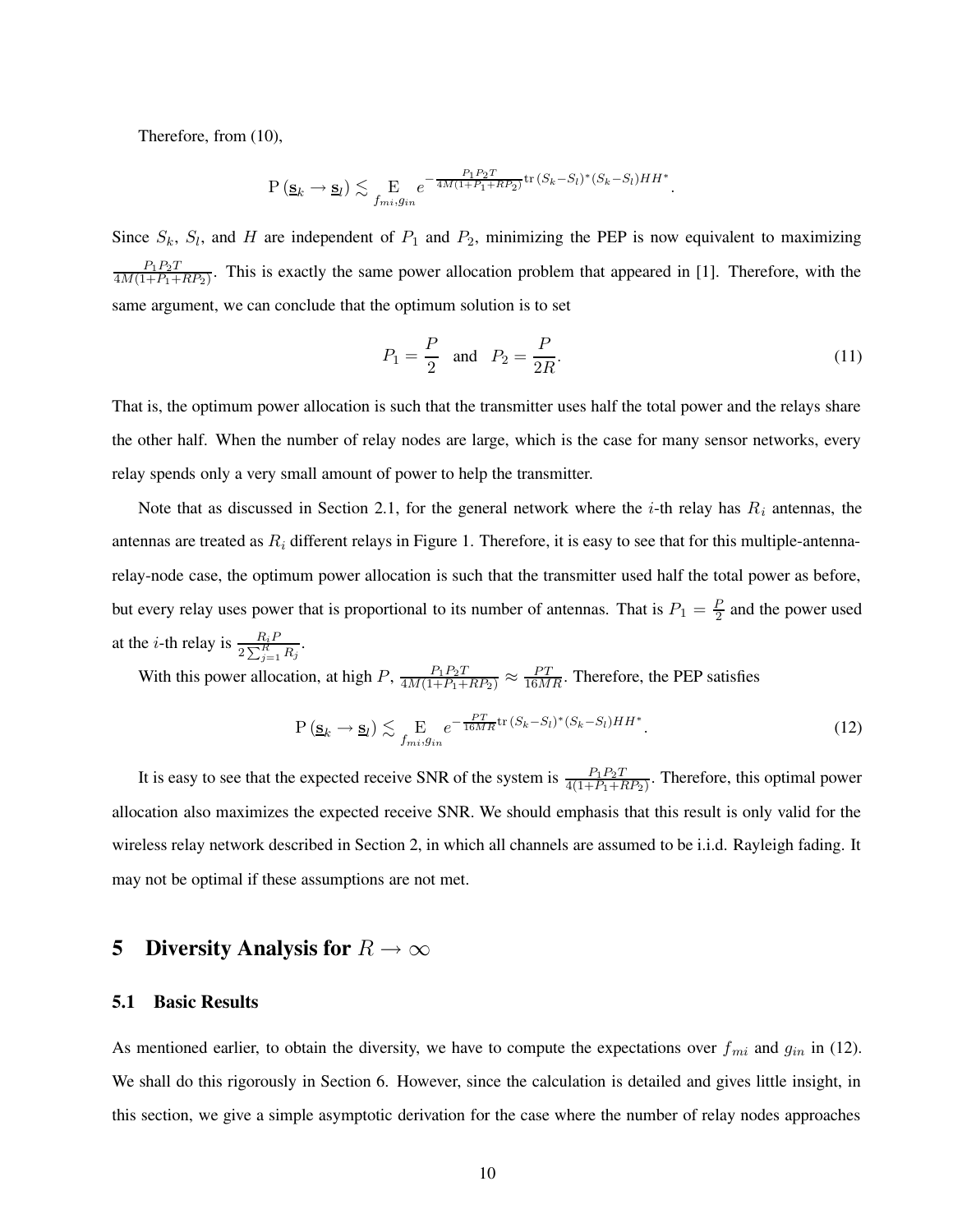Therefore, from (10),

$$\mathrm{P}\left(\underline{\mathbf{s}}_k \to \underline{\mathbf{s}}_l\right) \lesssim \mathop{\mathrm{E}}_{f_{mi},g_{in}} e^{-\frac{P_1 P_2 T}{4M(1+P_1+RP_2)} \mathrm{tr}\,(S_k - S_l)^*(S_k-S_l)HH^*}.$$

Since $S_k$, $S_l$, and $H$ are independent of $P_1$ and $P_2$, minimizing the PEP is now equivalent to maximizing $\frac{P_1 P_2 T}{4M(1+P_1+RP_2)}$. This is exactly the same power allocation problem that appeared in [1]. Therefore, with the same argument, we can conclude that the optimum solution is to set

$$P_1 = \frac{P}{2} \quad \text{and} \quad P_2 = \frac{P}{2R}. \tag{11}$$

That is, the optimum power allocation is such that the transmitter uses half the total power and the relays share the other half. When the number of relay nodes are large, which is the case for many sensor networks, every relay spends only a very small amount of power to help the transmitter.

Note that as discussed in Section 2.1, for the general network where the $i$-th relay has $R_i$ antennas, the antennas are treated as $R_i$ different relays in Figure 1. Therefore, it is easy to see that for this multiple-antenna-relay-node case, the optimum power allocation is such that the transmitter used half the total power as before, but every relay uses power that is proportional to its number of antennas. That is $P_1 = \frac{P}{2}$ and the power used at the $i$-th relay is $\frac{R_i P}{2\sum_{j=1}^{R} R_j}$.

With this power allocation, at high $P$, $\frac{P_1 P_2 T}{4M(1+P_1+RP_2)} \approx \frac{PT}{16MR}$. Therefore, the PEP satisfies

$$\mathrm{P}\left(\underline{\mathbf{s}}_k \to \underline{\mathbf{s}}_l\right) \lesssim \mathop{\mathrm{E}}_{f_{mi},g_{in}} e^{-\frac{PT}{16MR} \mathrm{tr}\,(S_k - S_l)^*(S_k-S_l)HH^*}. \tag{12}$$

It is easy to see that the expected receive SNR of the system is $\frac{P_1 P_2 T}{4(1+P_1+RP_2)}$. Therefore, this optimal power allocation also maximizes the expected receive SNR. We should emphasis that this result is only valid for the wireless relay network described in Section 2, in which all channels are assumed to be i.i.d. Rayleigh fading. It may not be optimal if these assumptions are not met.

# 5 Diversity Analysis for $R \to \infty$

## 5.1 Basic Results

As mentioned earlier, to obtain the diversity, we have to compute the expectations over $f_{mi}$ and $g_{in}$ in (12). We shall do this rigorously in Section 6. However, since the calculation is detailed and gives little insight, in this section, we give a simple asymptotic derivation for the case where the number of relay nodes approaches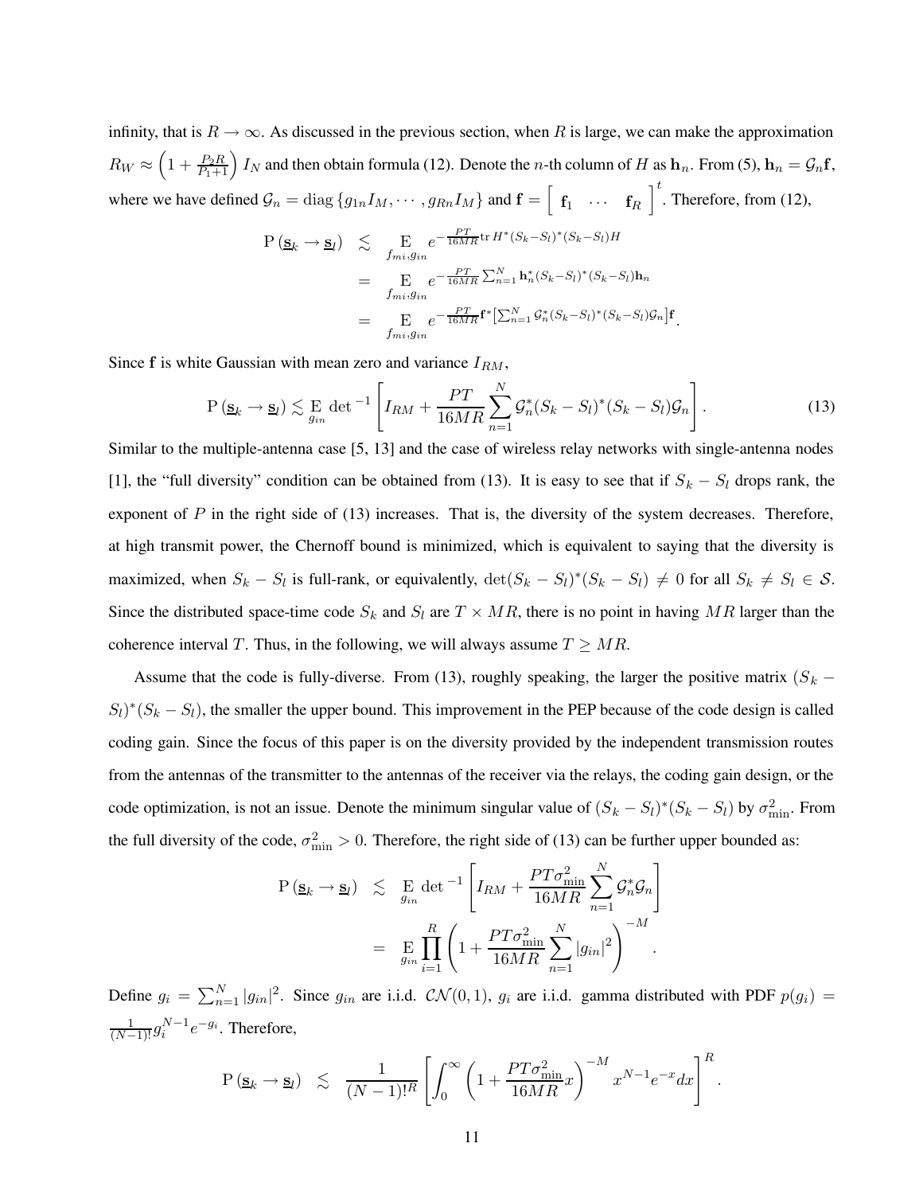infinity, that is $R \to \infty$. As discussed in the previous section, when $R$ is large, we can make the approximation $R_W \approx \left(1 + \frac{P_2 R}{P_1+1}\right) I_N$ and then obtain formula (12). Denote the $n$-th column of $H$ as $\mathbf{h}_n$. From (5), $\mathbf{h}_n = \mathcal{G}_n \mathbf{f}$, where we have defined $\mathcal{G}_n = \operatorname{diag}\{g_{1n} I_M, \cdots, g_{Rn} I_M\}$ and $\mathbf{f} = \begin{bmatrix} \mathbf{f}_1 & \dots & \mathbf{f}_R \end{bmatrix}^t$. Therefore, from (12),

$$
\begin{aligned}
\mathrm{P}\left(\underline{\mathbf{s}}_k \to \underline{\mathbf{s}}_l\right) &\lesssim \mathop{\mathrm{E}}_{f_{mi}, g_{in}} e^{-\frac{PT}{16MR} \operatorname{tr} H^* (S_k - S_l)^* (S_k - S_l) H} \\
&= \mathop{\mathrm{E}}_{f_{mi}, g_{in}} e^{-\frac{PT}{16MR} \sum_{n=1}^N \mathbf{h}_n^* (S_k - S_l)^* (S_k - S_l) \mathbf{h}_n} \\
&= \mathop{\mathrm{E}}_{f_{mi}, g_{in}} e^{-\frac{PT}{16MR} \mathbf{f}^* \left[\sum_{n=1}^N \mathcal{G}_n^* (S_k - S_l)^* (S_k - S_l) \mathcal{G}_n\right] \mathbf{f}}.
\end{aligned}
$$

Since $\mathbf{f}$ is white Gaussian with mean zero and variance $I_{RM}$,

$$
\mathrm{P}\left(\underline{\mathbf{s}}_k \to \underline{\mathbf{s}}_l\right) \lesssim \mathop{\mathrm{E}}_{g_{in}} \det{}^{-1} \left[ I_{RM} + \frac{PT}{16MR} \sum_{n=1}^N \mathcal{G}_n^* (S_k - S_l)^* (S_k - S_l) \mathcal{G}_n \right]. \tag{13}
$$

Similar to the multiple-antenna case [5, 13] and the case of wireless relay networks with single-antenna nodes [1], the "full diversity" condition can be obtained from (13). It is easy to see that if $S_k - S_l$ drops rank, the exponent of $P$ in the right side of (13) increases. That is, the diversity of the system decreases. Therefore, at high transmit power, the Chernoff bound is minimized, which is equivalent to saying that the diversity is maximized, when $S_k - S_l$ is full-rank, or equivalently, $\det(S_k - S_l)^*(S_k - S_l) \neq 0$ for all $S_k \neq S_l \in \mathcal{S}$. Since the distributed space-time code $S_k$ and $S_l$ are $T \times MR$, there is no point in having $MR$ larger than the coherence interval $T$. Thus, in the following, we will always assume $T \geq MR$.

Assume that the code is fully-diverse. From (13), roughly speaking, the larger the positive matrix $(S_k - S_l)^*(S_k - S_l)$, the smaller the upper bound. This improvement in the PEP because of the code design is called coding gain. Since the focus of this paper is on the diversity provided by the independent transmission routes from the antennas of the transmitter to the antennas of the receiver via the relays, the coding gain design, or the code optimization, is not an issue. Denote the minimum singular value of $(S_k - S_l)^*(S_k - S_l)$ by $\sigma_{\min}^2$. From the full diversity of the code, $\sigma_{\min}^2 > 0$. Therefore, the right side of (13) can be further upper bounded as:

$$
\begin{aligned}
\mathrm{P}\left(\underline{\mathbf{s}}_k \to \underline{\mathbf{s}}_l\right) &\lesssim \mathop{\mathrm{E}}_{g_{in}} \det{}^{-1} \left[ I_{RM} + \frac{PT\sigma_{\min}^2}{16MR} \sum_{n=1}^N \mathcal{G}_n^* \mathcal{G}_n \right] \\
&= \mathop{\mathrm{E}}_{g_{in}} \prod_{i=1}^R \left( 1 + \frac{PT\sigma_{\min}^2}{16MR} \sum_{n=1}^N |g_{in}|^2 \right)^{-M}.
\end{aligned}
$$

Define $g_i = \sum_{n=1}^N |g_{in}|^2$. Since $g_{in}$ are i.i.d. $\mathcal{CN}(0,1)$, $g_i$ are i.i.d. gamma distributed with PDF $p(g_i) = \frac{1}{(N-1)!} g_i^{N-1} e^{-g_i}$. Therefore,

$$
\mathrm{P}\left(\underline{\mathbf{s}}_k \to \underline{\mathbf{s}}_l\right) \lesssim \frac{1}{(N-1)!^R} \left[ \int_0^\infty \left( 1 + \frac{PT\sigma_{\min}^2}{16MR} x \right)^{-M} x^{N-1} e^{-x} dx \right]^R.
$$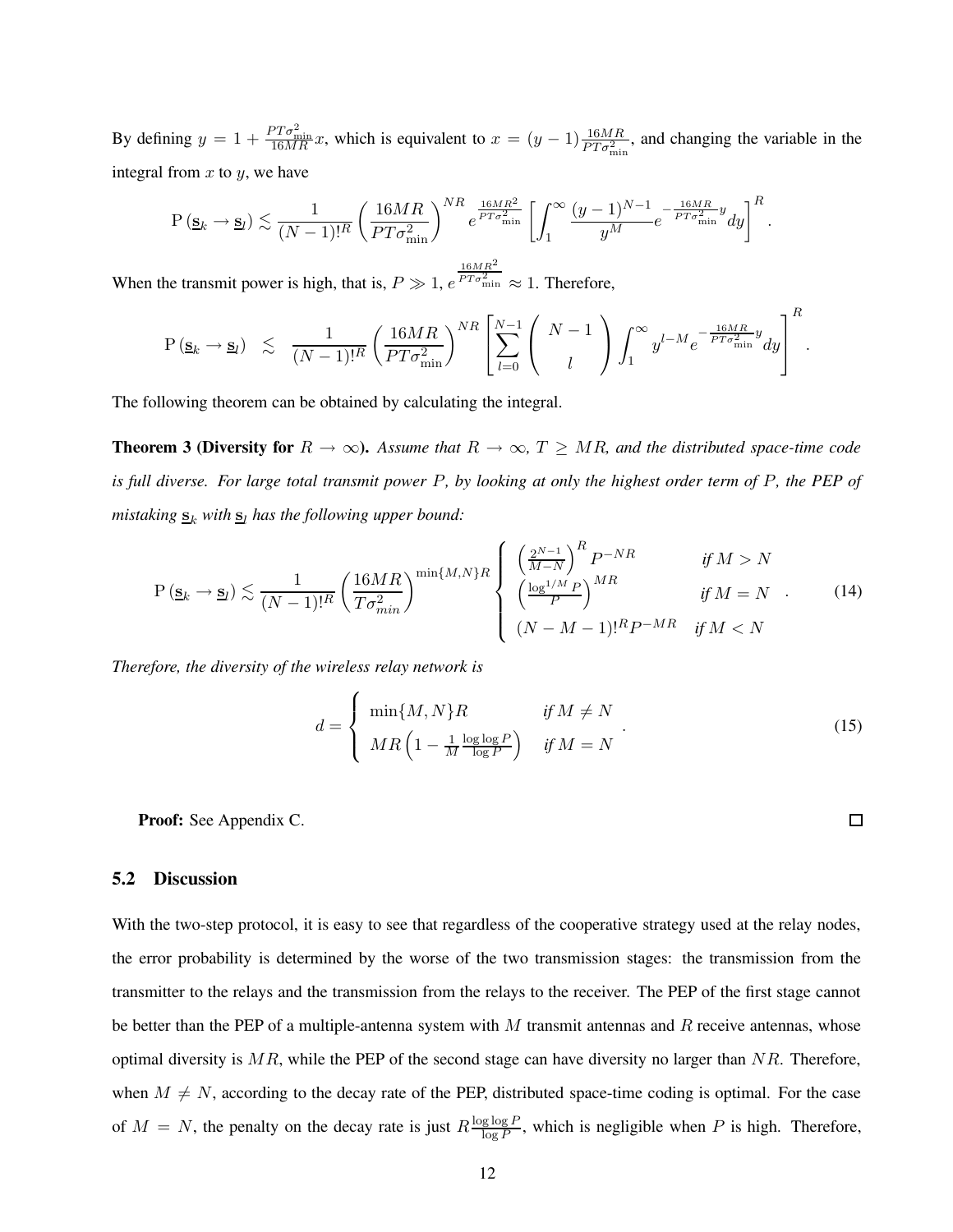By defining $y = 1 + \frac{PT\sigma_{\min}^2}{16MR}x$, which is equivalent to $x = (y-1)\frac{16MR}{PT\sigma_{\min}^2}$, and changing the variable in the integral from $x$ to $y$, we have

$$\mathrm{P}\left(\underline{\mathbf{s}}_k \to \underline{\mathbf{s}}_l\right) \lesssim \frac{1}{(N-1)!^R}\left(\frac{16MR}{PT\sigma_{\min}^2}\right)^{NR} e^{\frac{16MR^2}{PT\sigma_{\min}^2}} \left[\int_1^\infty \frac{(y-1)^{N-1}}{y^M} e^{-\frac{16MR}{PT\sigma_{\min}^2}y} dy\right]^R.$$

When the transmit power is high, that is, $P \gg 1$, $e^{\frac{16MR^2}{PT\sigma_{\min}^2}} \approx 1$. Therefore,

$$\mathrm{P}\left(\underline{\mathbf{s}}_k \to \underline{\mathbf{s}}_l\right) \lesssim \frac{1}{(N-1)!^R}\left(\frac{16MR}{PT\sigma_{\min}^2}\right)^{NR} \left[\sum_{l=0}^{N-1}\binom{N-1}{l}\int_1^\infty y^{l-M} e^{-\frac{16MR}{PT\sigma_{\min}^2}y} dy\right]^R.$$

The following theorem can be obtained by calculating the integral.

**Theorem 3 (Diversity for $R \to \infty$).** *Assume that $R \to \infty$, $T \geq MR$, and the distributed space-time code is full diverse. For large total transmit power $P$, by looking at only the highest order term of $P$, the PEP of mistaking $\underline{\mathbf{s}}_k$ with $\underline{\mathbf{s}}_l$ has the following upper bound:*

$$\mathrm{P}\left(\underline{\mathbf{s}}_k \to \underline{\mathbf{s}}_l\right) \lesssim \frac{1}{(N-1)!^R}\left(\frac{16MR}{T\sigma_{min}^2}\right)^{\min\{M,N\}R} \begin{cases} \left(\frac{2^{N-1}}{M-N}\right)^R P^{-NR} & \text{if } M > N \\ \left(\frac{\log^{1/M} P}{P}\right)^{MR} & \text{if } M = N \\ (N-M-1)!^R P^{-MR} & \text{if } M < N \end{cases}. \tag{14}$$

*Therefore, the diversity of the wireless relay network is*

$$d = \begin{cases} \min\{M,N\}R & \text{if } M \neq N \\ MR\left(1 - \frac{1}{M}\frac{\log\log P}{\log P}\right) & \text{if } M = N \end{cases}. \tag{15}$$

**Proof:** See Appendix C. $\square$

## 5.2 Discussion

With the two-step protocol, it is easy to see that regardless of the cooperative strategy used at the relay nodes, the error probability is determined by the worse of the two transmission stages: the transmission from the transmitter to the relays and the transmission from the relays to the receiver. The PEP of the first stage cannot be better than the PEP of a multiple-antenna system with $M$ transmit antennas and $R$ receive antennas, whose optimal diversity is $MR$, while the PEP of the second stage can have diversity no larger than $NR$. Therefore, when $M \neq N$, according to the decay rate of the PEP, distributed space-time coding is optimal. For the case of $M = N$, the penalty on the decay rate is just $R\frac{\log\log P}{\log P}$, which is negligible when $P$ is high. Therefore,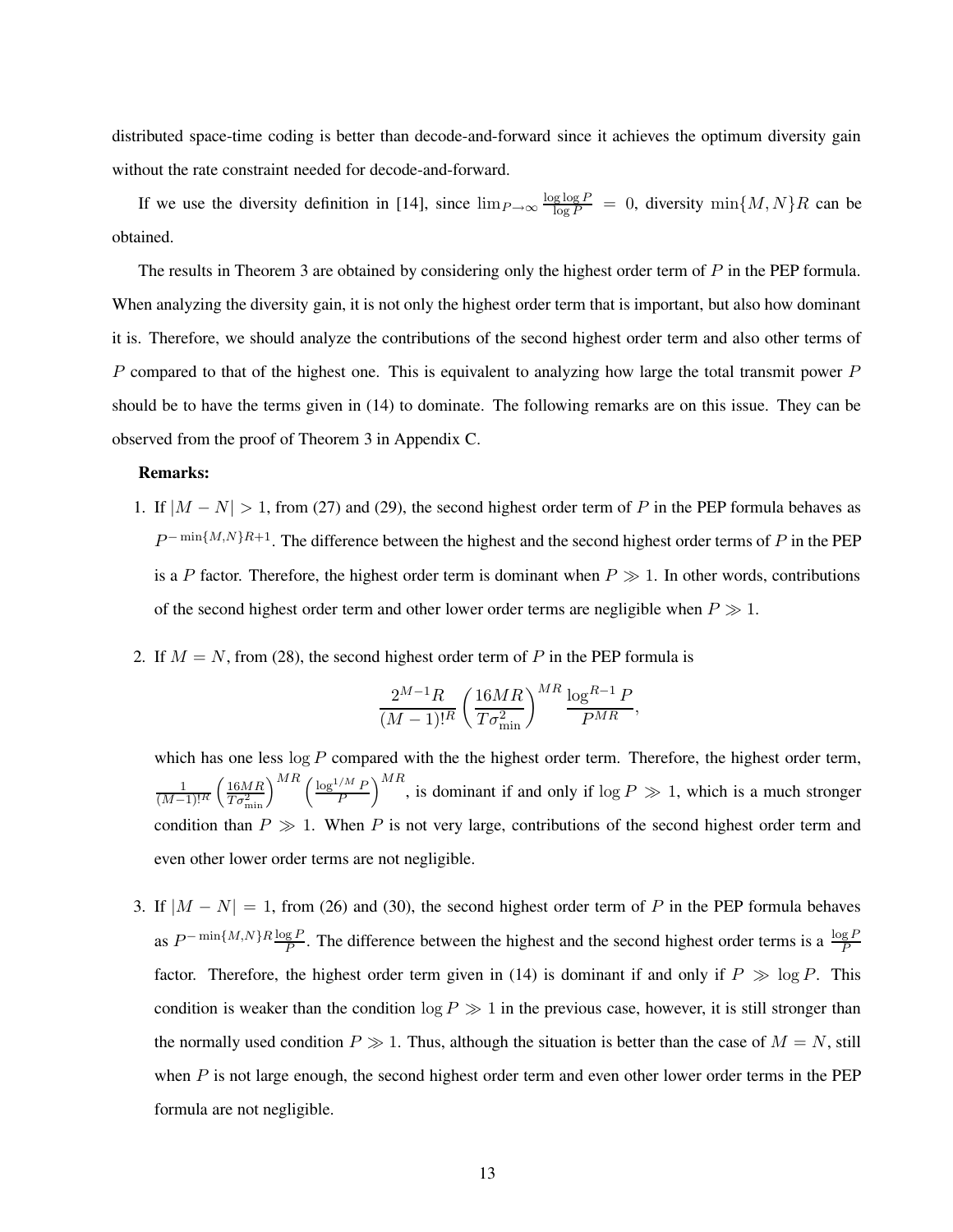distributed space-time coding is better than decode-and-forward since it achieves the optimum diversity gain without the rate constraint needed for decode-and-forward.

If we use the diversity definition in [14], since $\lim_{P\to\infty} \frac{\log\log P}{\log P} = 0$, diversity $\min\{M,N\}R$ can be obtained.

The results in Theorem 3 are obtained by considering only the highest order term of $P$ in the PEP formula. When analyzing the diversity gain, it is not only the highest order term that is important, but also how dominant it is. Therefore, we should analyze the contributions of the second highest order term and also other terms of $P$ compared to that of the highest one. This is equivalent to analyzing how large the total transmit power $P$ should be to have the terms given in (14) to dominate. The following remarks are on this issue. They can be observed from the proof of Theorem 3 in Appendix C.

**Remarks:**

1. If $|M-N|>1$, from (27) and (29), the second highest order term of $P$ in the PEP formula behaves as $P^{-\min\{M,N\}R+1}$. The difference between the highest and the second highest order terms of $P$ in the PEP is a $P$ factor. Therefore, the highest order term is dominant when $P \gg 1$. In other words, contributions of the second highest order term and other lower order terms are negligible when $P \gg 1$.

2. If $M=N$, from (28), the second highest order term of $P$ in the PEP formula is
$$\frac{2^{M-1}R}{(M-1)!^R}\left(\frac{16MR}{T\sigma_{\min}^2}\right)^{MR}\frac{\log^{R-1}P}{P^{MR}},$$
which has one less $\log P$ compared with the the highest order term. Therefore, the highest order term, $\frac{1}{(M-1)!^R}\left(\frac{16MR}{T\sigma_{\min}^2}\right)^{MR}\left(\frac{\log^{1/M}P}{P}\right)^{MR}$, is dominant if and only if $\log P \gg 1$, which is a much stronger condition than $P \gg 1$. When $P$ is not very large, contributions of the second highest order term and even other lower order terms are not negligible.

3. If $|M-N|=1$, from (26) and (30), the second highest order term of $P$ in the PEP formula behaves as $P^{-\min\{M,N\}R}\frac{\log P}{P}$. The difference between the highest and the second highest order terms is a $\frac{\log P}{P}$ factor. Therefore, the highest order term given in (14) is dominant if and only if $P \gg \log P$. This condition is weaker than the condition $\log P \gg 1$ in the previous case, however, it is still stronger than the normally used condition $P \gg 1$. Thus, although the situation is better than the case of $M=N$, still when $P$ is not large enough, the second highest order term and even other lower order terms in the PEP formula are not negligible.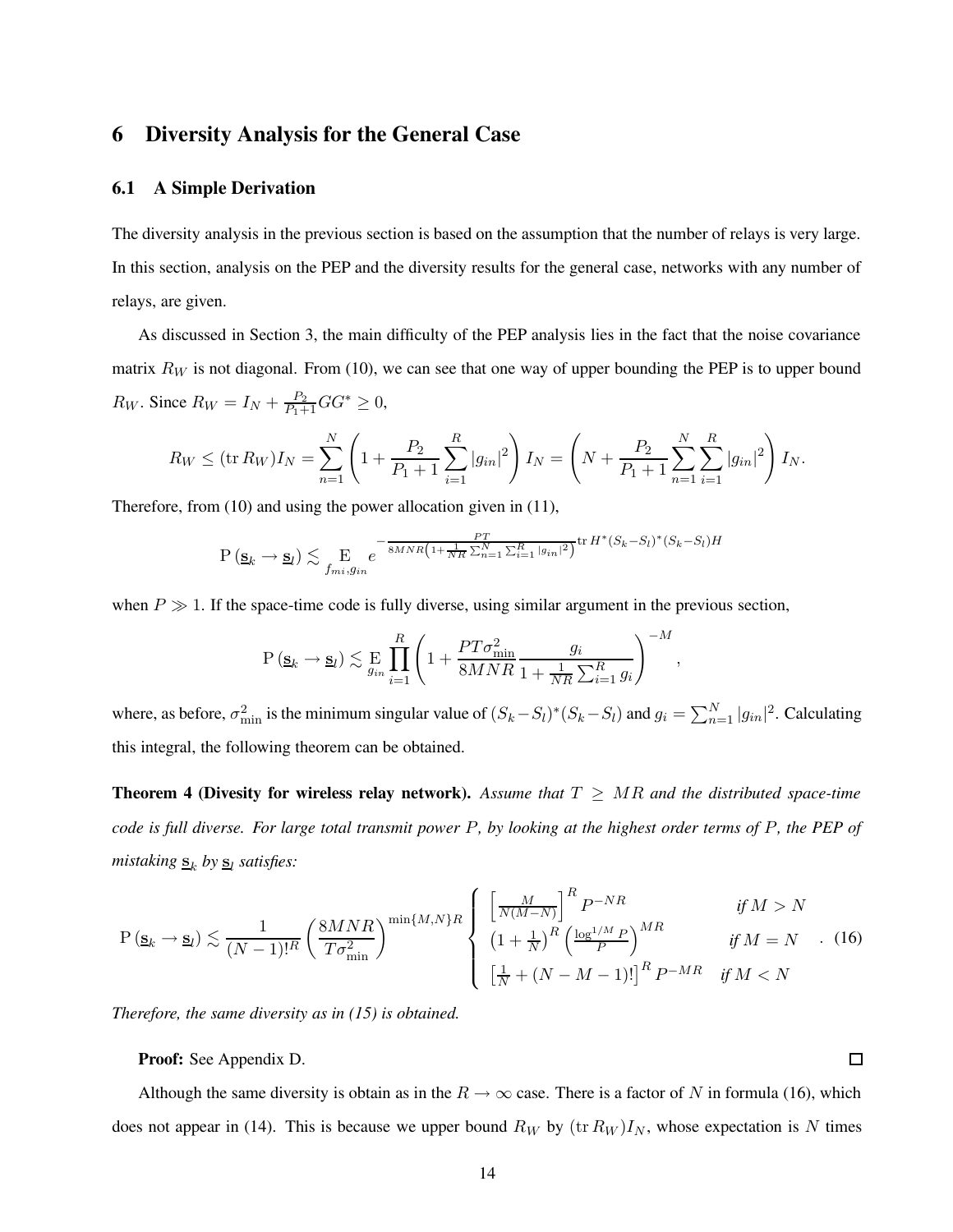## 6 Diversity Analysis for the General Case

### 6.1 A Simple Derivation

The diversity analysis in the previous section is based on the assumption that the number of relays is very large. In this section, analysis on the PEP and the diversity results for the general case, networks with any number of relays, are given.

As discussed in Section 3, the main difficulty of the PEP analysis lies in the fact that the noise covariance matrix $R_W$ is not diagonal. From (10), we can see that one way of upper bounding the PEP is to upper bound $R_W$. Since $R_W = I_N + \frac{P_2}{P_1+1}GG^* \geq 0$,

$$R_W \leq (\operatorname{tr} R_W) I_N = \sum_{n=1}^{N}\left(1 + \frac{P_2}{P_1+1}\sum_{i=1}^{R}|g_{in}|^2\right) I_N = \left(N + \frac{P_2}{P_1+1}\sum_{n=1}^{N}\sum_{i=1}^{R}|g_{in}|^2\right) I_N.$$

Therefore, from (10) and using the power allocation given in (11),

$$\mathrm{P}\left(\underline{\mathbf{s}}_k \to \underline{\mathbf{s}}_l\right) \lesssim \mathop{\mathrm{E}}_{f_{mi},g_{in}} e^{-\frac{PT}{8MNR\left(1+\frac{1}{NR}\sum_{n=1}^{N}\sum_{i=1}^{R}|g_{in}|^2\right)}\operatorname{tr} H^*(S_k-S_l)^*(S_k-S_l)H}$$

when $P \gg 1$. If the space-time code is fully diverse, using similar argument in the previous section,

$$\mathrm{P}\left(\underline{\mathbf{s}}_k \to \underline{\mathbf{s}}_l\right) \lesssim \mathop{\mathrm{E}}_{g_{in}} \prod_{i=1}^{R}\left(1 + \frac{PT\sigma_{\min}^2}{8MNR}\frac{g_i}{1+\frac{1}{NR}\sum_{i=1}^{R} g_i}\right)^{-M},$$

where, as before, $\sigma_{\min}^2$ is the minimum singular value of $(S_k - S_l)^*(S_k - S_l)$ and $g_i = \sum_{n=1}^{N}|g_{in}|^2$. Calculating this integral, the following theorem can be obtained.

**Theorem 4 (Divesity for wireless relay network).** *Assume that $T \geq MR$ and the distributed space-time code is full diverse. For large total transmit power $P$, by looking at the highest order terms of $P$, the PEP of mistaking $\underline{\mathbf{s}}_k$ by $\underline{\mathbf{s}}_l$ satisfies:*

$$\mathrm{P}\left(\underline{\mathbf{s}}_k \to \underline{\mathbf{s}}_l\right) \lesssim \frac{1}{(N-1)!^R}\left(\frac{8MNR}{T\sigma_{\min}^2}\right)^{\min\{M,N\}R} \begin{cases} \left[\frac{M}{N(M-N)}\right]^R P^{-NR} & \text{if } M > N \\ \left(1+\frac{1}{N}\right)^R \left(\frac{\log^{1/M} P}{P}\right)^{MR} & \text{if } M = N \\ \left[\frac{1}{N} + (N-M-1)!\right]^R P^{-MR} & \text{if } M < N \end{cases}. \quad (16)$$

*Therefore, the same diversity as in (15) is obtained.*

**Proof:** See Appendix D. ☐

Although the same diversity is obtain as in the $R \to \infty$ case. There is a factor of $N$ in formula (16), which does not appear in (14). This is because we upper bound $R_W$ by $(\operatorname{tr} R_W) I_N$, whose expectation is $N$ times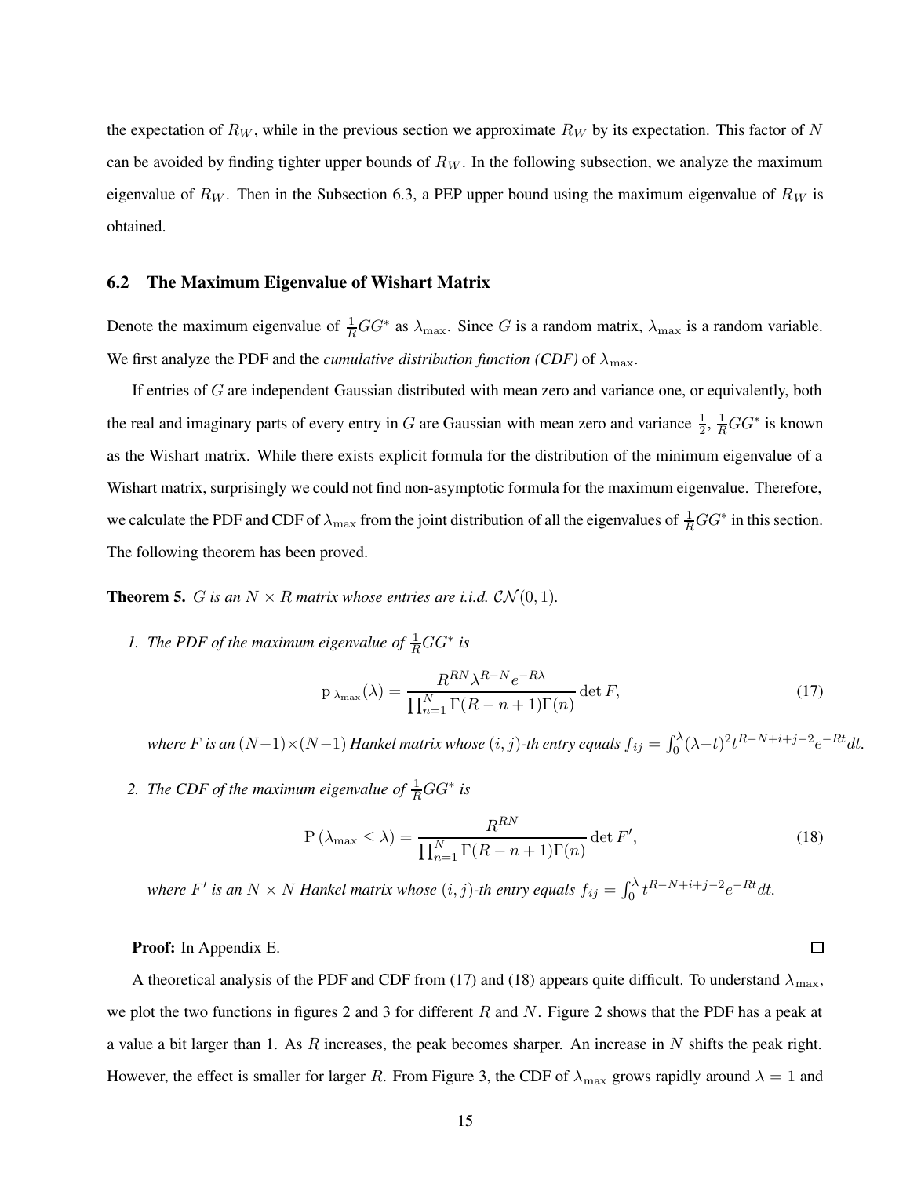the expectation of $R_W$, while in the previous section we approximate $R_W$ by its expectation. This factor of $N$ can be avoided by finding tighter upper bounds of $R_W$. In the following subsection, we analyze the maximum eigenvalue of $R_W$. Then in the Subsection 6.3, a PEP upper bound using the maximum eigenvalue of $R_W$ is obtained.

### 6.2 The Maximum Eigenvalue of Wishart Matrix

Denote the maximum eigenvalue of $\frac{1}{R}GG^*$ as $\lambda_{\max}$. Since $G$ is a random matrix, $\lambda_{\max}$ is a random variable. We first analyze the PDF and the *cumulative distribution function (CDF)* of $\lambda_{\max}$.

If entries of $G$ are independent Gaussian distributed with mean zero and variance one, or equivalently, both the real and imaginary parts of every entry in $G$ are Gaussian with mean zero and variance $\frac{1}{2}$, $\frac{1}{R}GG^*$ is known as the Wishart matrix. While there exists explicit formula for the distribution of the minimum eigenvalue of a Wishart matrix, surprisingly we could not find non-asymptotic formula for the maximum eigenvalue. Therefore, we calculate the PDF and CDF of $\lambda_{\max}$ from the joint distribution of all the eigenvalues of $\frac{1}{R}GG^*$ in this section. The following theorem has been proved.

**Theorem 5.** *$G$ is an $N \times R$ matrix whose entries are i.i.d. $\mathcal{CN}(0,1)$.*

1. *The PDF of the maximum eigenvalue of $\frac{1}{R}GG^*$ is*

$$\mathrm{p}_{\lambda_{\max}}(\lambda) = \frac{R^{RN}\lambda^{R-N}e^{-R\lambda}}{\prod_{n=1}^{N}\Gamma(R-n+1)\Gamma(n)} \det F, \tag{17}$$

*where $F$ is an $(N-1)\times(N-1)$ Hankel matrix whose $(i,j)$-th entry equals $f_{ij} = \int_0^\lambda (\lambda-t)^2 t^{R-N+i+j-2} e^{-Rt} dt$.*

2. *The CDF of the maximum eigenvalue of $\frac{1}{R}GG^*$ is*

$$\mathrm{P}\left(\lambda_{\max} \leq \lambda\right) = \frac{R^{RN}}{\prod_{n=1}^{N}\Gamma(R-n+1)\Gamma(n)} \det F', \tag{18}$$

*where $F'$ is an $N \times N$ Hankel matrix whose $(i,j)$-th entry equals $f_{ij} = \int_0^\lambda t^{R-N+i+j-2} e^{-Rt} dt$.*

**Proof:** In Appendix E. □

A theoretical analysis of the PDF and CDF from (17) and (18) appears quite difficult. To understand $\lambda_{\max}$, we plot the two functions in figures 2 and 3 for different $R$ and $N$. Figure 2 shows that the PDF has a peak at a value a bit larger than 1. As $R$ increases, the peak becomes sharper. An increase in $N$ shifts the peak right. However, the effect is smaller for larger $R$. From Figure 3, the CDF of $\lambda_{\max}$ grows rapidly around $\lambda = 1$ and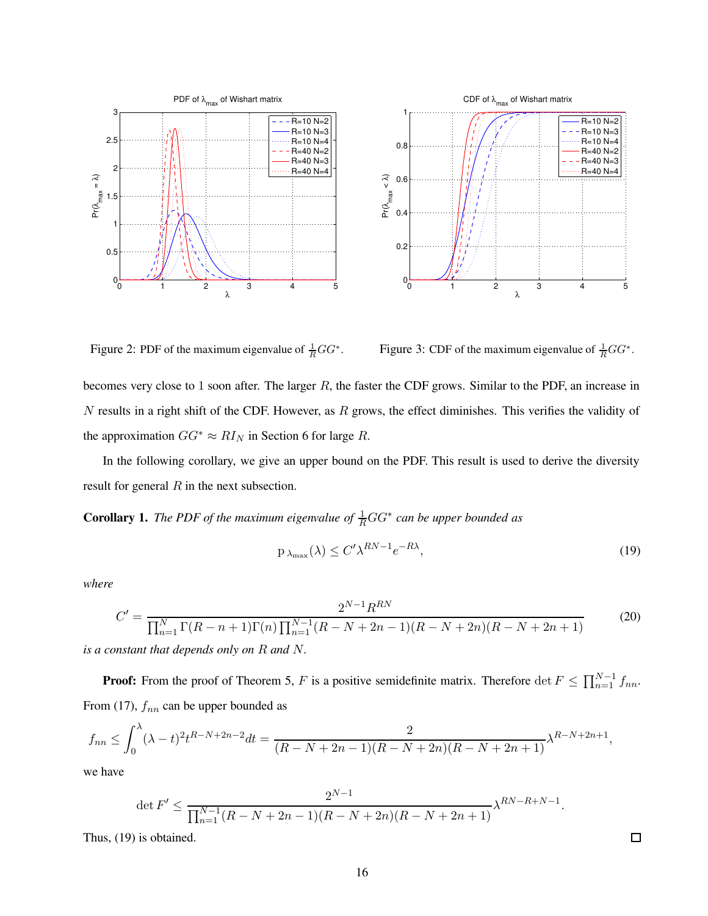PDF of $\lambda_{max}$ of Wishart matrix

$Pr(\lambda_{max} = \lambda)$

λ

0 1 2 3 4 5

0 0.5 1 1.5 2 2.5 3

R=10 N=2
R=10 N=3
R=10 N=4
R=40 N=2
R=40 N=3
R=40 N=4

Figure 2: PDF of the maximum eigenvalue of $\frac{1}{R}GG^*$.

CDF of $\lambda_{max}$ of Wishart matrix

$Pr(\lambda_{max} < \lambda)$

λ

0 1 2 3 4 5

0 0.2 0.4 0.6 0.8 1

R=10 N=2
R=10 N=3
R=10 N=4
R=40 N=2
R=40 N=3
R=40 N=4

Figure 3: CDF of the maximum eigenvalue of $\frac{1}{R}GG^*$.

becomes very close to 1 soon after. The larger $R$, the faster the CDF grows. Similar to the PDF, an increase in $N$ results in a right shift of the CDF. However, as $R$ grows, the effect diminishes. This verifies the validity of the approximation $GG^* \approx RI_N$ in Section 6 for large $R$.

In the following corollary, we give an upper bound on the PDF. This result is used to derive the diversity result for general $R$ in the next subsection.

**Corollary 1.** *The PDF of the maximum eigenvalue of $\frac{1}{R}GG^*$ can be upper bounded as*

$$p_{\lambda_{\max}}(\lambda) \leq C' \lambda^{RN-1} e^{-R\lambda}, \tag{19}$$

*where*

$$C' = \frac{2^{N-1} R^{RN}}{\prod_{n=1}^{N} \Gamma(R-n+1)\Gamma(n) \prod_{n=1}^{N-1} (R-N+2n-1)(R-N+2n)(R-N+2n+1)} \tag{20}$$

*is a constant that depends only on $R$ and $N$.*

**Proof:** From the proof of Theorem 5, $F$ is a positive semidefinite matrix. Therefore $\det F \leq \prod_{n=1}^{N-1} f_{nn}$. From (17), $f_{nn}$ can be upper bounded as

$$f_{nn} \leq \int_0^\lambda (\lambda - t)^2 t^{R-N+2n-2} dt = \frac{2}{(R-N+2n-1)(R-N+2n)(R-N+2n+1)} \lambda^{R-N+2n+1},$$

we have

$$\det F' \leq \frac{2^{N-1}}{\prod_{n=1}^{N-1}(R-N+2n-1)(R-N+2n)(R-N+2n+1)} \lambda^{RN-R+N-1}.$$

Thus, (19) is obtained. □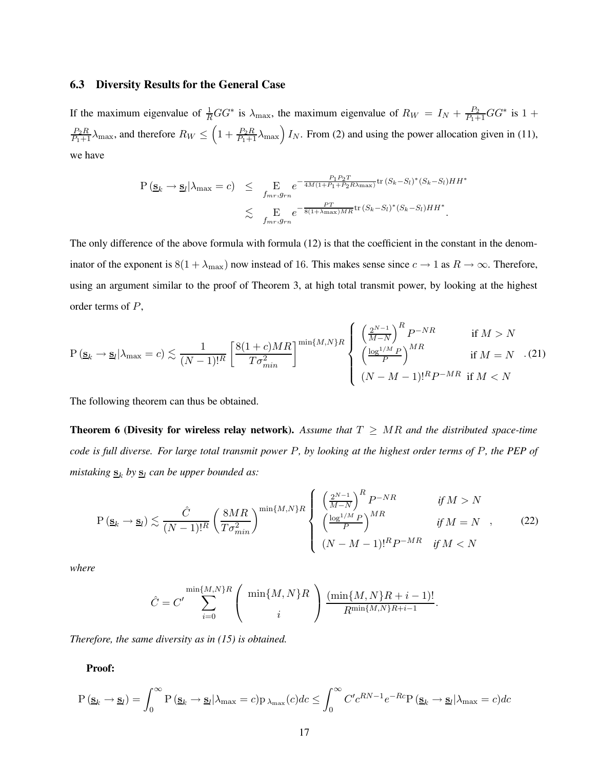### 6.3 Diversity Results for the General Case

If the maximum eigenvalue of $\frac{1}{R}GG^*$ is $\lambda_{\max}$, the maximum eigenvalue of $R_W = I_N + \frac{P_2}{P_1+1}GG^*$ is $1 + \frac{P_2 R}{P_1+1}\lambda_{\max}$, and therefore $R_W \leq \left(1 + \frac{P_2 R}{P_1+1}\lambda_{\max}\right) I_N$. From (2) and using the power allocation given in (11), we have

$$
\begin{aligned}
\mathrm{P}\left(\underline{\mathbf{s}}_k \rightarrow \underline{\mathbf{s}}_l | \lambda_{\max} = c\right) &\leq \mathop{\mathrm{E}}_{f_{mr}, g_{rn}} e^{-\frac{P_1 P_2 T}{4M(1+P_1+P_2 R \lambda_{\max})} \mathrm{tr}\,(S_k - S_l)^*(S_k - S_l) H H^*} \\
&\lesssim \mathop{\mathrm{E}}_{f_{mr}, g_{rn}} e^{-\frac{PT}{8(1+\lambda_{\max})MR} \mathrm{tr}\,(S_k - S_l)^*(S_k - S_l) H H^*}.
\end{aligned}
$$

The only difference of the above formula with formula (12) is that the coefficient in the constant in the denominator of the exponent is $8(1+\lambda_{\max})$ now instead of 16. This makes sense since $c \rightarrow 1$ as $R \rightarrow \infty$. Therefore, using an argument similar to the proof of Theorem 3, at high total transmit power, by looking at the highest order terms of $P$,

$$
\mathrm{P}\left(\underline{\mathbf{s}}_k \rightarrow \underline{\mathbf{s}}_l | \lambda_{\max} = c\right) \lesssim \frac{1}{(N-1)!^R} \left[\frac{8(1+c)MR}{T\sigma_{min}^2}\right]^{\min\{M,N\}R} \left\{ \begin{array}{ll} \left(\frac{2^{N-1}}{M-N}\right)^R P^{-NR} & \text{if } M > N \\ \left(\frac{\log^{1/M} P}{P}\right)^{MR} & \text{if } M = N \\ (N-M-1)!^R P^{-MR} & \text{if } M < N \end{array} \right. . \quad (21)
$$

The following theorem can thus be obtained.

**Theorem 6 (Divesity for wireless relay network).** *Assume that $T \geq MR$ and the distributed space-time code is full diverse. For large total transmit power $P$, by looking at the highest order terms of $P$, the PEP of mistaking $\underline{\mathbf{s}}_k$ by $\underline{\mathbf{s}}_l$ can be upper bounded as:*

$$
\mathrm{P}\left(\underline{\mathbf{s}}_k \rightarrow \underline{\mathbf{s}}_l\right) \lesssim \frac{\hat{C}}{(N-1)!^R} \left(\frac{8MR}{T\sigma_{min}^2}\right)^{\min\{M,N\}R} \left\{ \begin{array}{ll} \left(\frac{2^{N-1}}{M-N}\right)^R P^{-NR} & \text{if } M > N \\ \left(\frac{\log^{1/M} P}{P}\right)^{MR} & \text{if } M = N \\ (N-M-1)!^R P^{-MR} & \text{if } M < N \end{array} \right. , \quad (22)
$$

*where*

$$
\hat{C} = C' \sum_{i=0}^{\min\{M,N\}R} \binom{\min\{M,N\}R}{i} \frac{(\min\{M,N\}R + i - 1)!}{R^{\min\{M,N\}R+i-1}}.
$$

*Therefore, the same diversity as in (15) is obtained.*

**Proof:**

$$
\mathrm{P}\left(\underline{\mathbf{s}}_k \rightarrow \underline{\mathbf{s}}_l\right) = \int_0^\infty \mathrm{P}\left(\underline{\mathbf{s}}_k \rightarrow \underline{\mathbf{s}}_l | \lambda_{\max} = c\right) \mathrm{p}_{\lambda_{\max}}(c) dc \leq \int_0^\infty C' c^{RN-1} e^{-Rc} \mathrm{P}\left(\underline{\mathbf{s}}_k \rightarrow \underline{\mathbf{s}}_l | \lambda_{\max} = c\right) dc
$$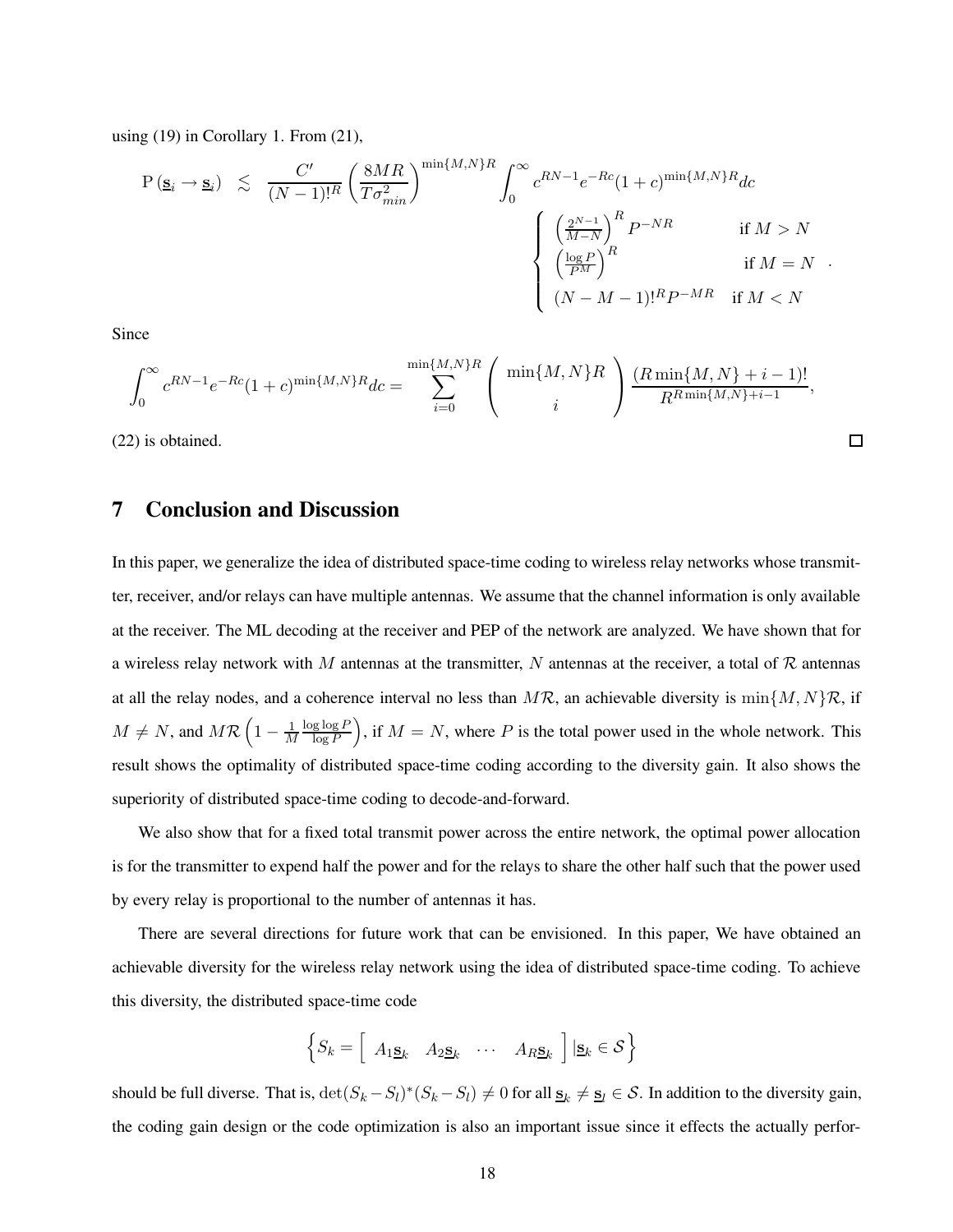using (19) in Corollary 1. From (21),

$$
\mathrm{P}\left(\underline{\mathbf{s}}_i \rightarrow \underline{\mathbf{s}}_i\right) \lesssim \frac{C'}{(N-1)!^R}\left(\frac{8MR}{T\sigma_{min}^2}\right)^{\min\{M,N\}R} \int_0^\infty c^{RN-1}e^{-Rc}(1+c)^{\min\{M,N\}R}dc \left\{ \begin{array}{ll} \left(\frac{2^{N-1}}{M-N}\right)^R P^{-NR} & \text{if } M > N \\ \left(\frac{\log P}{P^M}\right)^R & \text{if } M = N \\ (N-M-1)!^R P^{-MR} & \text{if } M < N \end{array} \right. .
$$

Since

$$
\int_0^\infty c^{RN-1}e^{-Rc}(1+c)^{\min\{M,N\}R}dc = \sum_{i=0}^{\min\{M,N\}R} \left(\begin{array}{c} \min\{M,N\}R \\ i \end{array}\right) \frac{(R\min\{M,N\}+i-1)!}{R^{R\min\{M,N\}+i-1}},
$$

(22) is obtained. $\square$

# 7 Conclusion and Discussion

In this paper, we generalize the idea of distributed space-time coding to wireless relay networks whose transmitter, receiver, and/or relays can have multiple antennas. We assume that the channel information is only available at the receiver. The ML decoding at the receiver and PEP of the network are analyzed. We have shown that for a wireless relay network with $M$ antennas at the transmitter, $N$ antennas at the receiver, a total of $\mathcal{R}$ antennas at all the relay nodes, and a coherence interval no less than $M\mathcal{R}$, an achievable diversity is $\min\{M,N\}\mathcal{R}$, if $M \neq N$, and $M\mathcal{R}\left(1 - \frac{1}{M}\frac{\log\log P}{\log P}\right)$, if $M = N$, where $P$ is the total power used in the whole network. This result shows the optimality of distributed space-time coding according to the diversity gain. It also shows the superiority of distributed space-time coding to decode-and-forward.

We also show that for a fixed total transmit power across the entire network, the optimal power allocation is for the transmitter to expend half the power and for the relays to share the other half such that the power used by every relay is proportional to the number of antennas it has.

There are several directions for future work that can be envisioned. In this paper, We have obtained an achievable diversity for the wireless relay network using the idea of distributed space-time coding. To achieve this diversity, the distributed space-time code

$$
\left\{ S_k = \left[\begin{array}{cccc} A_1\underline{\mathbf{s}}_k & A_2\underline{\mathbf{s}}_k & \cdots & A_R\underline{\mathbf{s}}_k \end{array}\right] | \underline{\mathbf{s}}_k \in \mathcal{S} \right\}
$$

should be full diverse. That is, $\det(S_k - S_l)^*(S_k - S_l) \neq 0$ for all $\underline{\mathbf{s}}_k \neq \underline{\mathbf{s}}_l \in \mathcal{S}$. In addition to the diversity gain, the coding gain design or the code optimization is also an important issue since it effects the actually perfor-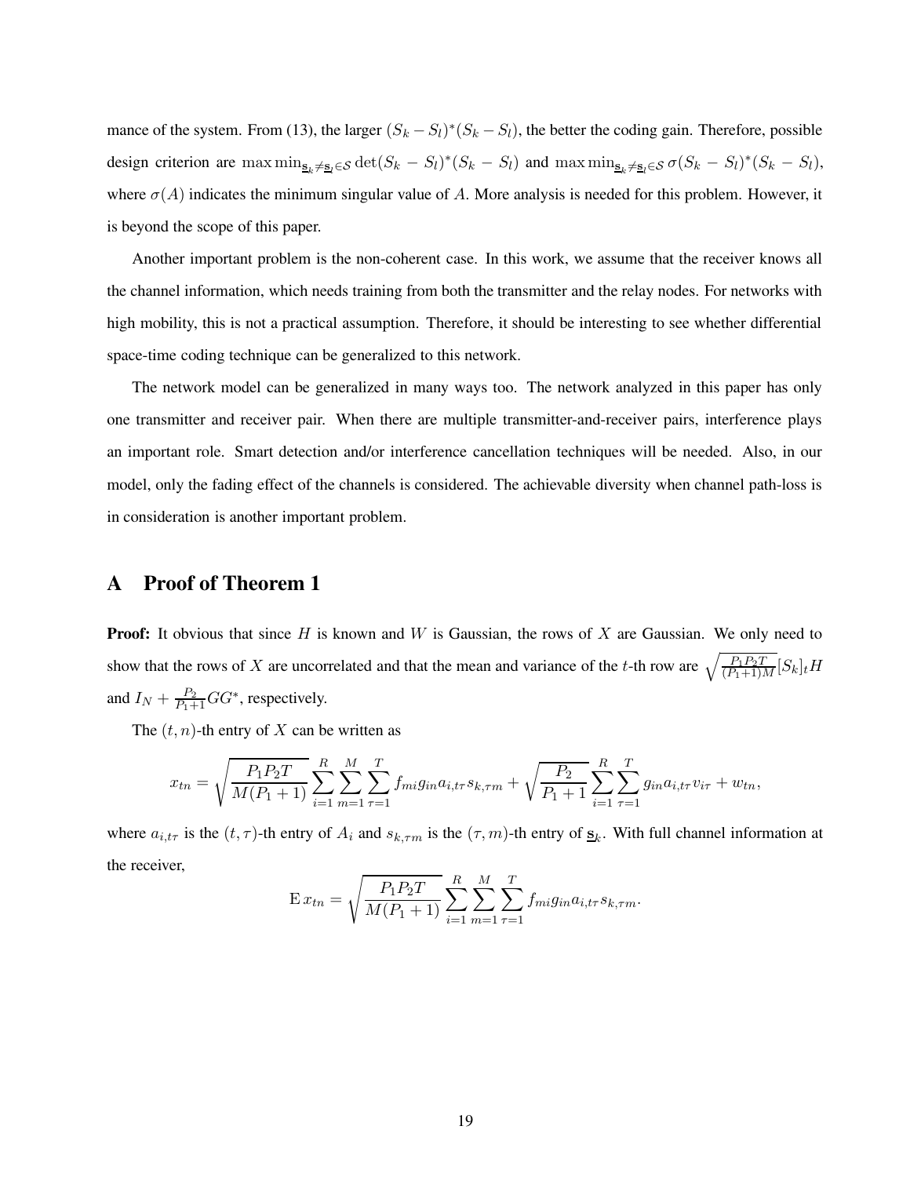mance of the system. From (13), the larger $(S_k - S_l)^*(S_k - S_l)$, the better the coding gain. Therefore, possible design criterion are $\max\min_{\underline{\mathbf{s}}_k \neq \underline{\mathbf{s}}_l \in \mathcal{S}} \det(S_k - S_l)^*(S_k - S_l)$ and $\max\min_{\underline{\mathbf{s}}_k \neq \underline{\mathbf{s}}_l \in \mathcal{S}} \sigma(S_k - S_l)^*(S_k - S_l)$, where $\sigma(A)$ indicates the minimum singular value of $A$. More analysis is needed for this problem. However, it is beyond the scope of this paper.

Another important problem is the non-coherent case. In this work, we assume that the receiver knows all the channel information, which needs training from both the transmitter and the relay nodes. For networks with high mobility, this is not a practical assumption. Therefore, it should be interesting to see whether differential space-time coding technique can be generalized to this network.

The network model can be generalized in many ways too. The network analyzed in this paper has only one transmitter and receiver pair. When there are multiple transmitter-and-receiver pairs, interference plays an important role. Smart detection and/or interference cancellation techniques will be needed. Also, in our model, only the fading effect of the channels is considered. The achievable diversity when channel path-loss is in consideration is another important problem.

# A Proof of Theorem 1

**Proof:** It obvious that since $H$ is known and $W$ is Gaussian, the rows of $X$ are Gaussian. We only need to show that the rows of $X$ are uncorrelated and that the mean and variance of the $t$-th row are $\sqrt{\frac{P_1P_2T}{(P_1+1)M}}[S_k]_t H$ and $I_N + \frac{P_2}{P_1+1}GG^*$, respectively.

The $(t,n)$-th entry of $X$ can be written as

$$x_{tn} = \sqrt{\frac{P_1P_2T}{M(P_1+1)}}\sum_{i=1}^{R}\sum_{m=1}^{M}\sum_{\tau=1}^{T} f_{mi}g_{in}a_{i,t\tau}s_{k,\tau m} + \sqrt{\frac{P_2}{P_1+1}}\sum_{i=1}^{R}\sum_{\tau=1}^{T} g_{in}a_{i,t\tau}v_{i\tau} + w_{tn},$$

where $a_{i,t\tau}$ is the $(t,\tau)$-th entry of $A_i$ and $s_{k,\tau m}$ is the $(\tau, m)$-th entry of $\underline{\mathbf{s}}_k$. With full channel information at the receiver,

$$\mathrm{E}\, x_{tn} = \sqrt{\frac{P_1P_2T}{M(P_1+1)}}\sum_{i=1}^{R}\sum_{m=1}^{M}\sum_{\tau=1}^{T} f_{mi}g_{in}a_{i,t\tau}s_{k,\tau m}.$$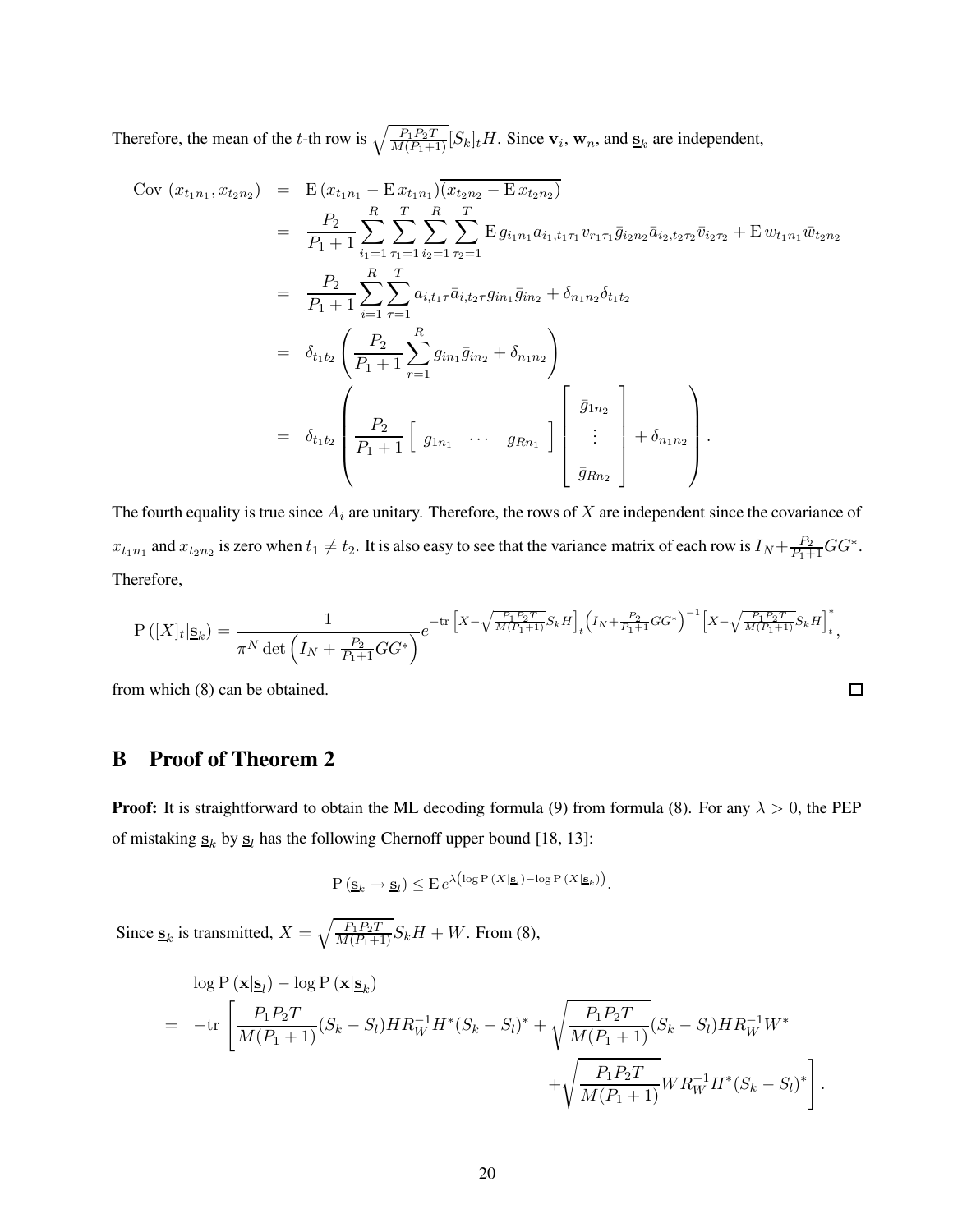Therefore, the mean of the $t$-th row is $\sqrt{\frac{P_1P_2T}{M(P_1+1)}}[S_k]_tH$. Since $\mathbf{v}_i$, $\mathbf{w}_n$, and $\underline{\mathbf{s}}_k$ are independent,

$$
\begin{aligned}
\text{Cov}\,(x_{t_1n_1}, x_{t_2n_2}) &= \mathrm{E}\,(x_{t_1n_1} - \mathrm{E}\,x_{t_1n_1})\overline{(x_{t_2n_2} - \mathrm{E}\,x_{t_2n_2})} \\
&= \frac{P_2}{P_1+1}\sum_{i_1=1}^{R}\sum_{\tau_1=1}^{T}\sum_{i_2=1}^{R}\sum_{\tau_2=1}^{T}\mathrm{E}\,g_{i_1n_1}a_{i_1,t_1\tau_1}v_{r_1\tau_1}\bar{g}_{i_2n_2}\bar{a}_{i_2,t_2\tau_2}\bar{v}_{i_2\tau_2} + \mathrm{E}\,w_{t_1n_1}\bar{w}_{t_2n_2} \\
&= \frac{P_2}{P_1+1}\sum_{i=1}^{R}\sum_{\tau=1}^{T} a_{i,t_1\tau}\bar{a}_{i,t_2\tau}g_{in_1}\bar{g}_{in_2} + \delta_{n_1n_2}\delta_{t_1t_2} \\
&= \delta_{t_1t_2}\left(\frac{P_2}{P_1+1}\sum_{r=1}^{R} g_{in_1}\bar{g}_{in_2} + \delta_{n_1n_2}\right) \\
&= \delta_{t_1t_2}\left(\frac{P_2}{P_1+1}\begin{bmatrix} g_{1n_1} & \cdots & g_{Rn_1}\end{bmatrix}\begin{bmatrix}\bar{g}_{1n_2} \\ \vdots \\ \bar{g}_{Rn_2}\end{bmatrix} + \delta_{n_1n_2}\right).
\end{aligned}
$$

The fourth equality is true since $A_i$ are unitary. Therefore, the rows of $X$ are independent since the covariance of $x_{t_1n_1}$ and $x_{t_2n_2}$ is zero when $t_1 \neq t_2$. It is also easy to see that the variance matrix of each row is $I_N + \frac{P_2}{P_1+1}GG^*$. Therefore,

$$
\mathrm{P}\,([X]_t|\underline{\mathbf{s}}_k) = \frac{1}{\pi^N \det\left(I_N + \frac{P_2}{P_1+1}GG^*\right)} e^{-\text{tr}\left[X - \sqrt{\frac{P_1P_2T}{M(P_1+1)}}S_kH\right]_t\left(I_N + \frac{P_2}{P_1+1}GG^*\right)^{-1}\left[X - \sqrt{\frac{P_1P_2T}{M(P_1+1)}}S_kH\right]_t^*},
$$

from which (8) can be obtained. □

## B Proof of Theorem 2

**Proof:** It is straightforward to obtain the ML decoding formula (9) from formula (8). For any $\lambda > 0$, the PEP of mistaking $\underline{\mathbf{s}}_k$ by $\underline{\mathbf{s}}_l$ has the following Chernoff upper bound [18, 13]:

$$
\mathrm{P}\,(\underline{\mathbf{s}}_k \to \underline{\mathbf{s}}_l) \leq \mathrm{E}\,e^{\lambda\left(\log \mathrm{P}\,(X|\underline{\mathbf{s}}_l) - \log \mathrm{P}\,(X|\underline{\mathbf{s}}_k)\right)}.
$$

Since $\underline{\mathbf{s}}_k$ is transmitted, $X = \sqrt{\frac{P_1P_2T}{M(P_1+1)}}S_kH + W$. From (8),

$$
\begin{aligned}
&\log \mathrm{P}\,(\mathbf{x}|\underline{\mathbf{s}}_l) - \log \mathrm{P}\,(\mathbf{x}|\underline{\mathbf{s}}_k) \\
= &-\text{tr}\left[\frac{P_1P_2T}{M(P_1+1)}(S_k - S_l)HR_W^{-1}H^*(S_k - S_l)^* + \sqrt{\frac{P_1P_2T}{M(P_1+1)}}(S_k - S_l)HR_W^{-1}W^*\right. \\
&\left. + \sqrt{\frac{P_1P_2T}{M(P_1+1)}}WR_W^{-1}H^*(S_k - S_l)^*\right].
\end{aligned}
$$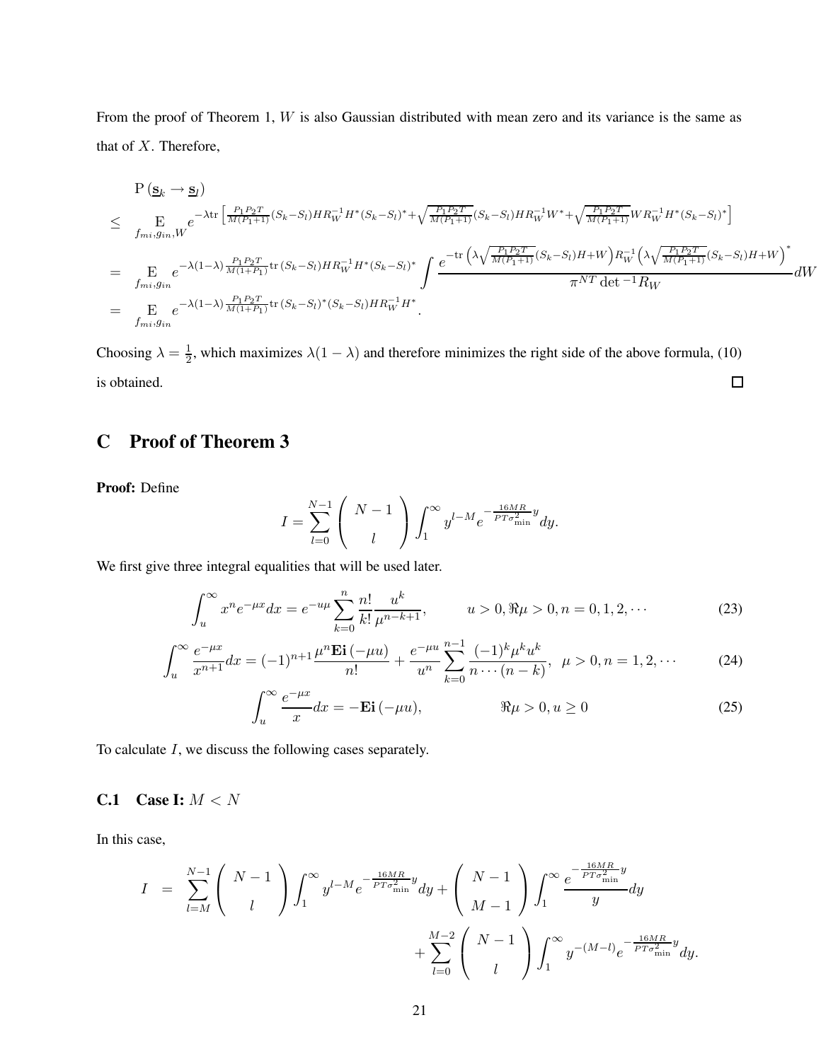From the proof of Theorem 1, $W$ is also Gaussian distributed with mean zero and its variance is the same as that of $X$. Therefore,

$$
\begin{aligned}
& \mathrm{P}\left(\underline{\mathbf{s}}_k \to \underline{\mathbf{s}}_l\right) \\
\leq \;& \mathop{\mathrm{E}}_{f_{mi}, g_{in}, W} e^{-\lambda \mathrm{tr}\left[\frac{P_1 P_2 T}{M(P_1+1)}(S_k - S_l) H R_W^{-1} H^* (S_k - S_l)^* + \sqrt{\frac{P_1 P_2 T}{M(P_1+1)}}(S_k - S_l) H R_W^{-1} W^* + \sqrt{\frac{P_1 P_2 T}{M(P_1+1)}} W R_W^{-1} H^* (S_k - S_l)^*\right]} \\
= \;& \mathop{\mathrm{E}}_{f_{mi}, g_{in}} e^{-\lambda(1-\lambda)\frac{P_1 P_2 T}{M(1+P_1)} \mathrm{tr}\,(S_k - S_l) H R_W^{-1} H^* (S_k - S_l)^*} \int \frac{e^{-\mathrm{tr}\left(\lambda\sqrt{\frac{P_1 P_2 T}{M(P_1+1)}}(S_k - S_l) H + W\right) R_W^{-1} \left(\lambda\sqrt{\frac{P_1 P_2 T}{M(P_1+1)}}(S_k - S_l) H + W\right)^*}}{\pi^{NT} \det{}^{-1} R_W} dW \\
= \;& \mathop{\mathrm{E}}_{f_{mi}, g_{in}} e^{-\lambda(1-\lambda)\frac{P_1 P_2 T}{M(1+P_1)} \mathrm{tr}\,(S_k - S_l)^* (S_k - S_l) H R_W^{-1} H^*}.
\end{aligned}
$$

Choosing $\lambda = \frac{1}{2}$, which maximizes $\lambda(1-\lambda)$ and therefore minimizes the right side of the above formula, (10) is obtained. □

## C Proof of Theorem 3

**Proof:** Define

$$
I = \sum_{l=0}^{N-1} \binom{N-1}{l} \int_1^\infty y^{l-M} e^{-\frac{16MR}{PT\sigma_{\min}^2} y} dy.
$$

We first give three integral equalities that will be used later.

$$
\int_u^\infty x^n e^{-\mu x} dx = e^{-u\mu} \sum_{k=0}^{n} \frac{n!}{k!} \frac{u^k}{\mu^{n-k+1}}, \qquad u > 0, \Re\mu > 0, n = 0, 1, 2, \cdots \tag{23}
$$

$$
\int_u^\infty \frac{e^{-\mu x}}{x^{n+1}} dx = (-1)^{n+1} \frac{\mu^n \mathbf{Ei}\left(-\mu u\right)}{n!} + \frac{e^{-\mu u}}{u^n} \sum_{k=0}^{n-1} \frac{(-1)^k \mu^k u^k}{n \cdots (n-k)}, \;\; \mu > 0, n = 1, 2, \cdots \tag{24}
$$

$$
\int_u^\infty \frac{e^{-\mu x}}{x} dx = -\mathbf{Ei}\left(-\mu u\right), \qquad \Re\mu > 0, u \geq 0 \tag{25}
$$

To calculate $I$, we discuss the following cases separately.

### C.1 Case I: $M < N$

In this case,

$$
\begin{aligned}
I = & \sum_{l=M}^{N-1} \binom{N-1}{l} \int_1^\infty y^{l-M} e^{-\frac{16MR}{PT\sigma_{\min}^2} y} dy + \binom{N-1}{M-1} \int_1^\infty \frac{e^{-\frac{16MR}{PT\sigma_{\min}^2} y}}{y} dy \\
& + \sum_{l=0}^{M-2} \binom{N-1}{l} \int_1^\infty y^{-(M-l)} e^{-\frac{16MR}{PT\sigma_{\min}^2} y} dy.
\end{aligned}
$$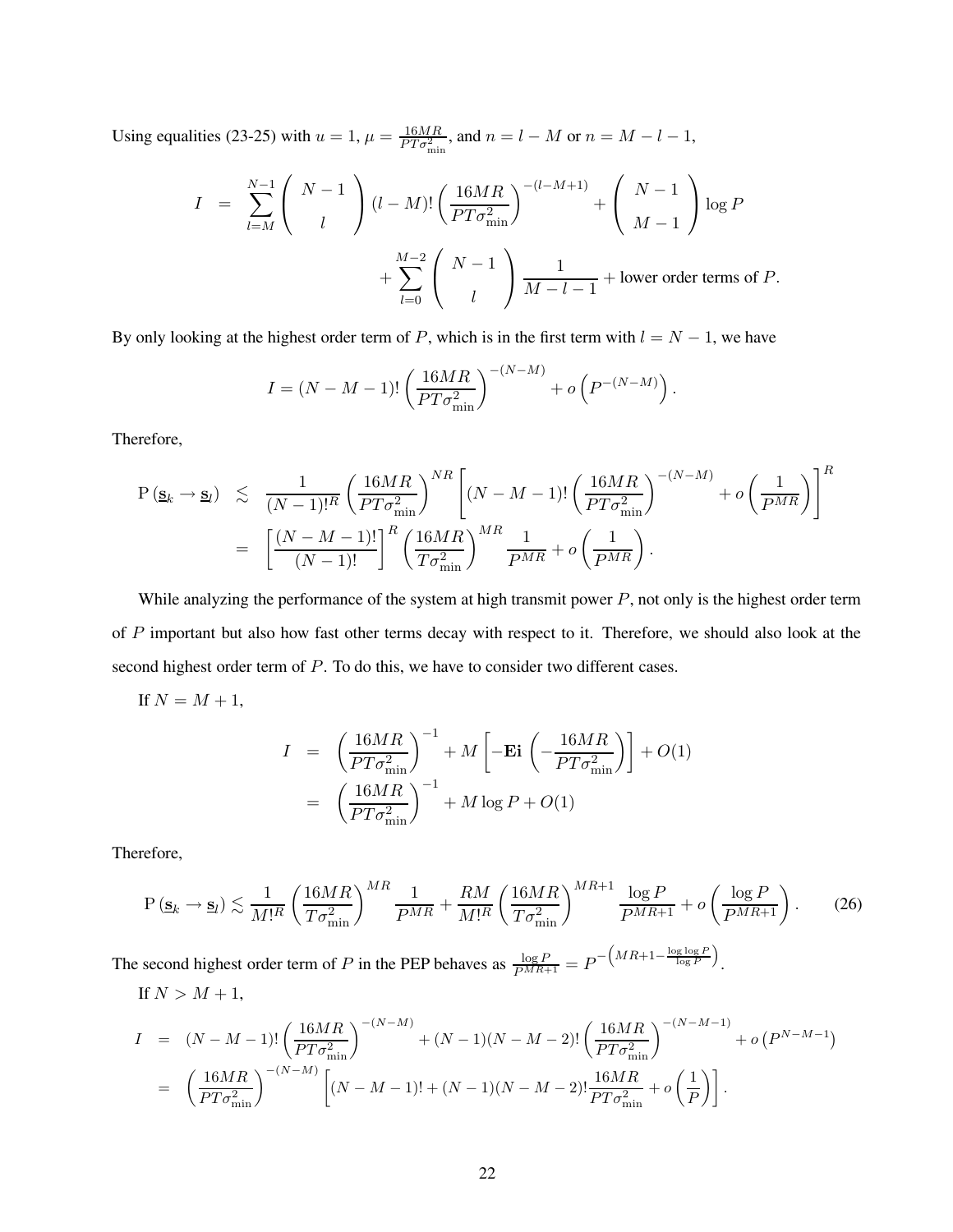Using equalities (23-25) with $u = 1$, $\mu = \frac{16MR}{PT\sigma_{\min}^2}$, and $n = l - M$ or $n = M - l - 1$,

$$
\begin{aligned}
I &= \sum_{l=M}^{N-1} \binom{N-1}{l} (l-M)! \left(\frac{16MR}{PT\sigma_{\min}^2}\right)^{-(l-M+1)} + \binom{N-1}{M-1} \log P \\
&\qquad + \sum_{l=0}^{M-2} \binom{N-1}{l} \frac{1}{M-l-1} + \text{lower order terms of } P.
\end{aligned}
$$

By only looking at the highest order term of $P$, which is in the first term with $l = N-1$, we have

$$
I = (N-M-1)! \left(\frac{16MR}{PT\sigma_{\min}^2}\right)^{-(N-M)} + o\left(P^{-(N-M)}\right).
$$

Therefore,

$$
\begin{aligned}
\mathrm{P}\left(\underline{\mathbf{s}}_k \to \underline{\mathbf{s}}_l\right) &\lesssim \frac{1}{(N-1)!^R} \left(\frac{16MR}{PT\sigma_{\min}^2}\right)^{NR} \left[(N-M-1)! \left(\frac{16MR}{PT\sigma_{\min}^2}\right)^{-(N-M)} + o\left(\frac{1}{P^{MR}}\right)\right]^R \\
&= \left[\frac{(N-M-1)!}{(N-1)!}\right]^R \left(\frac{16MR}{T\sigma_{\min}^2}\right)^{MR} \frac{1}{P^{MR}} + o\left(\frac{1}{P^{MR}}\right).
\end{aligned}
$$

While analyzing the performance of the system at high transmit power $P$, not only is the highest order term of $P$ important but also how fast other terms decay with respect to it. Therefore, we should also look at the second highest order term of $P$. To do this, we have to consider two different cases.

If $N = M + 1$,

$$
\begin{aligned}
I &= \left(\frac{16MR}{PT\sigma_{\min}^2}\right)^{-1} + M\left[-\mathbf{Ei}\left(-\frac{16MR}{PT\sigma_{\min}^2}\right)\right] + O(1) \\
&= \left(\frac{16MR}{PT\sigma_{\min}^2}\right)^{-1} + M \log P + O(1)
\end{aligned}
$$

Therefore,

$$
\mathrm{P}\left(\underline{\mathbf{s}}_k \to \underline{\mathbf{s}}_l\right) \lesssim \frac{1}{M!^R} \left(\frac{16MR}{T\sigma_{\min}^2}\right)^{MR} \frac{1}{P^{MR}} + \frac{RM}{M!^R} \left(\frac{16MR}{T\sigma_{\min}^2}\right)^{MR+1} \frac{\log P}{P^{MR+1}} + o\left(\frac{\log P}{P^{MR+1}}\right). \tag{26}
$$

The second highest order term of $P$ in the PEP behaves as $\frac{\log P}{P^{MR+1}} = P^{-\left(MR+1-\frac{\log \log P}{\log P}\right)}$.

If $N > M + 1$,

$$
\begin{aligned}
I &= (N-M-1)! \left(\frac{16MR}{PT\sigma_{\min}^2}\right)^{-(N-M)} + (N-1)(N-M-2)! \left(\frac{16MR}{PT\sigma_{\min}^2}\right)^{-(N-M-1)} + o\left(P^{N-M-1}\right) \\
&= \left(\frac{16MR}{PT\sigma_{\min}^2}\right)^{-(N-M)} \left[(N-M-1)! + (N-1)(N-M-2)! \frac{16MR}{PT\sigma_{\min}^2} + o\left(\frac{1}{P}\right)\right].
\end{aligned}
$$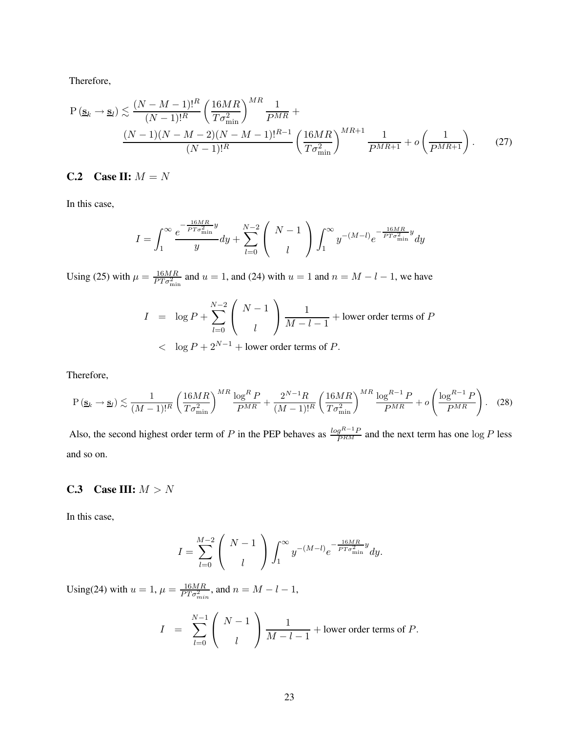Therefore,

$$\mathrm{P}\left(\underline{\mathbf{s}}_k \rightarrow \underline{\mathbf{s}}_l\right) \lesssim \frac{(N-M-1)!^R}{(N-1)!^R}\left(\frac{16MR}{T\sigma_{\min}^2}\right)^{MR}\frac{1}{P^{MR}} + \frac{(N-1)(N-M-2)(N-M-1)!^{R-1}}{(N-1)!^R}\left(\frac{16MR}{T\sigma_{\min}^2}\right)^{MR+1}\frac{1}{P^{MR+1}} + o\left(\frac{1}{P^{MR+1}}\right). \tag{27}$$

## C.2 Case II: $M = N$

In this case,

$$I = \int_1^\infty \frac{e^{-\frac{16MR}{PT\sigma_{\min}^2}y}}{y}dy + \sum_{l=0}^{N-2}\binom{N-1}{l}\int_1^\infty y^{-(M-l)}e^{-\frac{16MR}{PT\sigma_{\min}^2}y}dy$$

Using (25) with $\mu = \frac{16MR}{PT\sigma_{\min}^2}$ and $u = 1$, and (24) with $u = 1$ and $n = M - l - 1$, we have

$$\begin{aligned} I &= \log P + \sum_{l=0}^{N-2}\binom{N-1}{l}\frac{1}{M-l-1} + \text{lower order terms of } P \\ &< \log P + 2^{N-1} + \text{lower order terms of } P. \end{aligned}$$

Therefore,

$$\mathrm{P}\left(\underline{\mathbf{s}}_k \rightarrow \underline{\mathbf{s}}_l\right) \lesssim \frac{1}{(M-1)!^R}\left(\frac{16MR}{T\sigma_{\min}^2}\right)^{MR}\frac{\log^R P}{P^{MR}} + \frac{2^{N-1}R}{(M-1)!^R}\left(\frac{16MR}{T\sigma_{\min}^2}\right)^{MR}\frac{\log^{R-1}P}{P^{MR}} + o\left(\frac{\log^{R-1}P}{P^{MR}}\right). \tag{28}$$

Also, the second highest order term of $P$ in the PEP behaves as $\frac{log^{R-1}P}{P^{RM}}$ and the next term has one $\log P$ less and so on.

## C.3 Case III: $M > N$

In this case,

$$I = \sum_{l=0}^{M-2}\binom{N-1}{l}\int_1^\infty y^{-(M-l)}e^{-\frac{16MR}{PT\sigma_{\min}^2}y}dy.$$

Using(24) with $u = 1$, $\mu = \frac{16MR}{PT\sigma_{min}^2}$, and $n = M - l - 1$,

$$I = \sum_{l=0}^{N-1}\binom{N-1}{l}\frac{1}{M-l-1} + \text{lower order terms of } P.$$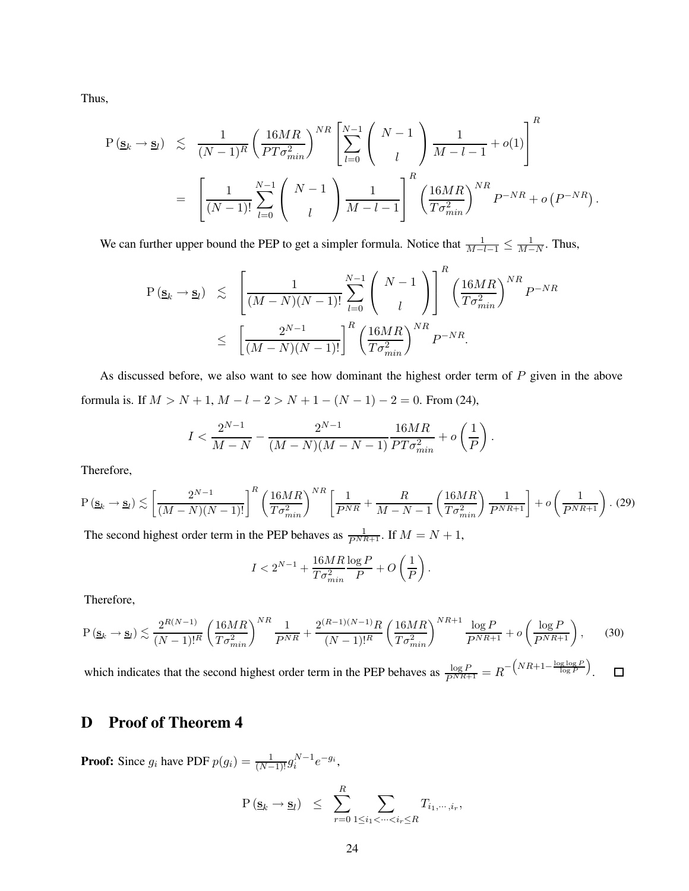Thus,

$$
\begin{aligned}
\mathrm{P}\left(\underline{\mathbf{s}}_k \to \underline{\mathbf{s}}_l\right) &\lesssim \frac{1}{(N-1)^R}\left(\frac{16MR}{PT\sigma_{min}^2}\right)^{NR}\left[\sum_{l=0}^{N-1}\left(\begin{array}{c} N-1 \\ l \end{array}\right)\frac{1}{M-l-1}+o(1)\right]^R \\
&= \left[\frac{1}{(N-1)!}\sum_{l=0}^{N-1}\left(\begin{array}{c} N-1 \\ l \end{array}\right)\frac{1}{M-l-1}\right]^R\left(\frac{16MR}{T\sigma_{min}^2}\right)^{NR}P^{-NR}+o\left(P^{-NR}\right).
\end{aligned}
$$

We can further upper bound the PEP to get a simpler formula. Notice that $\frac{1}{M-l-1}\leq\frac{1}{M-N}$. Thus,

$$
\begin{aligned}
\mathrm{P}\left(\underline{\mathbf{s}}_k \to \underline{\mathbf{s}}_l\right) &\lesssim \left[\frac{1}{(M-N)(N-1)!}\sum_{l=0}^{N-1}\left(\begin{array}{c} N-1 \\ l \end{array}\right)\right]^R\left(\frac{16MR}{T\sigma_{min}^2}\right)^{NR}P^{-NR} \\
&\leq \left[\frac{2^{N-1}}{(M-N)(N-1)!}\right]^R\left(\frac{16MR}{T\sigma_{min}^2}\right)^{NR}P^{-NR}.
\end{aligned}
$$

As discussed before, we also want to see how dominant the highest order term of $P$ given in the above formula is. If $M>N+1$, $M-l-2>N+1-(N-1)-2=0$. From (24),

$$
I<\frac{2^{N-1}}{M-N}-\frac{2^{N-1}}{(M-N)(M-N-1)}\frac{16MR}{PT\sigma_{min}^2}+o\left(\frac{1}{P}\right).
$$

Therefore,

$$
\mathrm{P}\left(\underline{\mathbf{s}}_k \to \underline{\mathbf{s}}_l\right) \lesssim \left[\frac{2^{N-1}}{(M-N)(N-1)!}\right]^R\left(\frac{16MR}{T\sigma_{min}^2}\right)^{NR}\left[\frac{1}{P^{NR}}+\frac{R}{M-N-1}\left(\frac{16MR}{T\sigma_{min}^2}\right)\frac{1}{P^{NR+1}}\right]+o\left(\frac{1}{P^{NR+1}}\right). \quad (29)
$$

The second highest order term in the PEP behaves as $\frac{1}{P^{NR+1}}$. If $M=N+1$,

$$
I<2^{N-1}+\frac{16MR}{T\sigma_{min}^2}\frac{\log P}{P}+O\left(\frac{1}{P}\right).
$$

Therefore,

$$
\mathrm{P}\left(\underline{\mathbf{s}}_k \to \underline{\mathbf{s}}_l\right) \lesssim \frac{2^{R(N-1)}}{(N-1)!^R}\left(\frac{16MR}{T\sigma_{min}^2}\right)^{NR}\frac{1}{P^{NR}}+\frac{2^{(R-1)(N-1)}R}{(N-1)!^R}\left(\frac{16MR}{T\sigma_{min}^2}\right)^{NR+1}\frac{\log P}{P^{NR+1}}+o\left(\frac{\log P}{P^{NR+1}}\right), \quad (30)
$$

which indicates that the second highest order term in the PEP behaves as $\frac{\log P}{P^{NR+1}}=R^{-\left(NR+1-\frac{\log\log P}{\log P}\right)}$. $\square$

## D Proof of Theorem 4

**Proof:** Since $g_i$ have PDF $p(g_i)=\frac{1}{(N-1)!}g_i^{N-1}e^{-g_i}$,

$$
\mathrm{P}\left(\underline{\mathbf{s}}_k \to \underline{\mathbf{s}}_l\right) \leq \sum_{r=0}^{R}\sum_{1\leq i_1<\cdots<i_r\leq R}T_{i_1,\cdots,i_r},
$$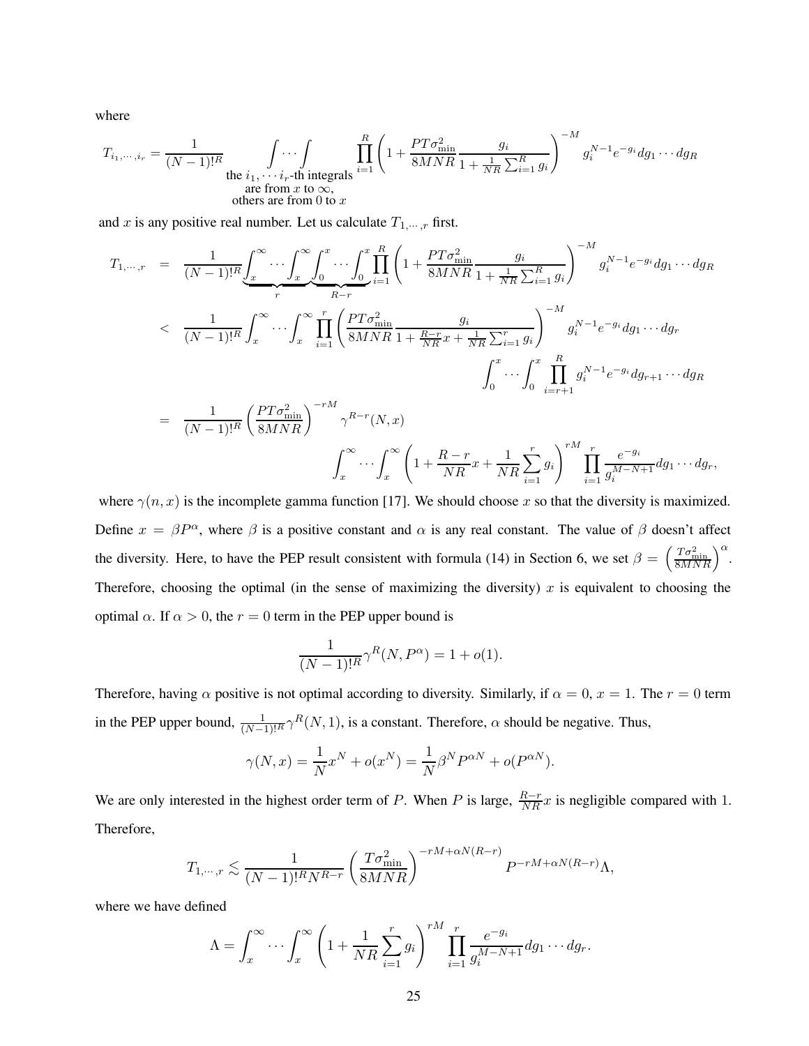where

$$T_{i_1,\cdots,i_r} = \frac{1}{(N-1)!^R} \underset{\substack{\text{the } i_1,\cdots i_r\text{-th integrals} \\ \text{are from } x \text{ to } \infty, \\ \text{others are from } 0 \text{ to } x}}{\int \cdots \int} \prod_{i=1}^{R} \left( 1 + \frac{PT\sigma_{\min}^2}{8MNR} \frac{g_i}{1+\frac{1}{NR}\sum_{i=1}^{R} g_i} \right)^{-M} g_i^{N-1} e^{-g_i} dg_1 \cdots dg_R$$

and $x$ is any positive real number. Let us calculate $T_{1,\cdots,r}$ first.

$$\begin{aligned}
T_{1,\cdots,r} &= \frac{1}{(N-1)!^R} \underbrace{\int_x^\infty \cdots \int_x^\infty}_{r} \underbrace{\int_0^x \cdots \int_0^x}_{R-r} \prod_{i=1}^{R} \left( 1 + \frac{PT\sigma_{\min}^2}{8MNR} \frac{g_i}{1+\frac{1}{NR}\sum_{i=1}^{R} g_i} \right)^{-M} g_i^{N-1} e^{-g_i} dg_1 \cdots dg_R \\
&< \frac{1}{(N-1)!^R} \int_x^\infty \cdots \int_x^\infty \prod_{i=1}^{r} \left( \frac{PT\sigma_{\min}^2}{8MNR} \frac{g_i}{1+\frac{R-r}{NR}x+\frac{1}{NR}\sum_{i=1}^{r} g_i} \right)^{-M} g_i^{N-1} e^{-g_i} dg_1 \cdots dg_r \\
&\qquad \int_0^x \cdots \int_0^x \prod_{i=r+1}^{R} g_i^{N-1} e^{-g_i} dg_{r+1} \cdots dg_R \\
&= \frac{1}{(N-1)!^R} \left( \frac{PT\sigma_{\min}^2}{8MNR} \right)^{-rM} \gamma^{R-r}(N,x) \\
&\qquad \int_x^\infty \cdots \int_x^\infty \left( 1 + \frac{R-r}{NR}x + \frac{1}{NR}\sum_{i=1}^{r} g_i \right)^{rM} \prod_{i=1}^{r} \frac{e^{-g_i}}{g_i^{M-N+1}} dg_1 \cdots dg_r,
\end{aligned}$$

where $\gamma(n,x)$ is the incomplete gamma function [17]. We should choose $x$ so that the diversity is maximized. Define $x = \beta P^\alpha$, where $\beta$ is a positive constant and $\alpha$ is any real constant. The value of $\beta$ doesn't affect the diversity. Here, to have the PEP result consistent with formula (14) in Section 6, we set $\beta = \left(\frac{T\sigma_{\min}^2}{8MNR}\right)^\alpha$. Therefore, choosing the optimal (in the sense of maximizing the diversity) $x$ is equivalent to choosing the optimal $\alpha$. If $\alpha > 0$, the $r = 0$ term in the PEP upper bound is

$$\frac{1}{(N-1)!^R}\gamma^R(N, P^\alpha) = 1 + o(1).$$

Therefore, having $\alpha$ positive is not optimal according to diversity. Similarly, if $\alpha = 0$, $x = 1$. The $r = 0$ term in the PEP upper bound, $\frac{1}{(N-1)!^R}\gamma^R(N,1)$, is a constant. Therefore, $\alpha$ should be negative. Thus,

$$\gamma(N,x) = \frac{1}{N}x^N + o(x^N) = \frac{1}{N}\beta^N P^{\alpha N} + o(P^{\alpha N}).$$

We are only interested in the highest order term of $P$. When $P$ is large, $\frac{R-r}{NR}x$ is negligible compared with 1. Therefore,

$$T_{1,\cdots,r} \lesssim \frac{1}{(N-1)!^R N^{R-r}} \left( \frac{T\sigma_{\min}^2}{8MNR} \right)^{-rM+\alpha N(R-r)} P^{-rM+\alpha N(R-r)} \Lambda,$$

where we have defined

$$\Lambda = \int_x^\infty \cdots \int_x^\infty \left( 1 + \frac{1}{NR}\sum_{i=1}^{r} g_i \right)^{rM} \prod_{i=1}^{r} \frac{e^{-g_i}}{g_i^{M-N+1}} dg_1 \cdots dg_r.$$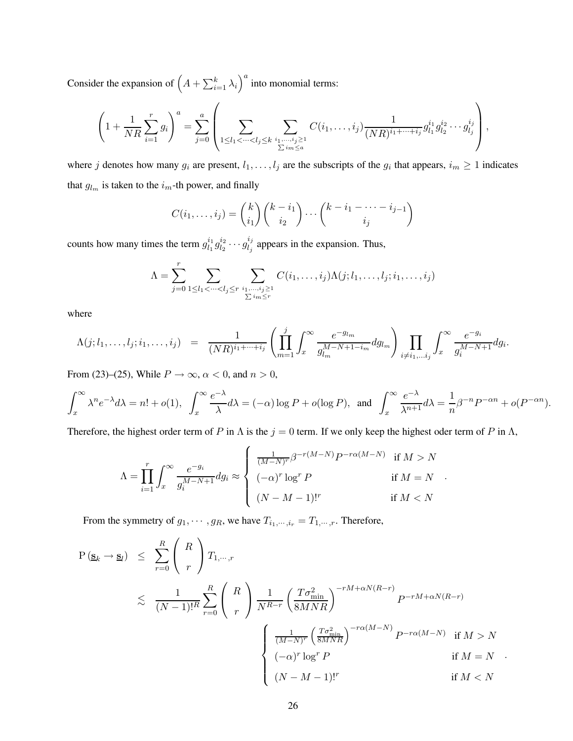Consider the expansion of $\left(A+\sum_{i=1}^{k}\lambda_i\right)^a$ into monomial terms:

$$\left(1+\frac{1}{NR}\sum_{i=1}^{r}g_i\right)^a=\sum_{j=0}^{a}\left(\sum_{1\le l_1<\dots<l_j\le k}\ \sum_{\substack{i_1,\dots,i_j\ge 1\\ \sum i_m\le a}} C(i_1,\dots,i_j)\frac{1}{(NR)^{i_1+\dots+i_j}}g_{l_1}^{i_1}g_{l_2}^{i_2}\cdots g_{l_j}^{i_j}\right),$$

where $j$ denotes how many $g_i$ are present, $l_1,\dots,l_j$ are the subscripts of the $g_i$ that appears, $i_m\ge 1$ indicates that $g_{l_m}$ is taken to the $i_m$-th power, and finally

$$C(i_1,\dots,i_j)=\binom{k}{i_1}\binom{k-i_1}{i_2}\cdots\binom{k-i_1-\dots-i_{j-1}}{i_j}$$

counts how many times the term $g_{l_1}^{i_1}g_{l_2}^{i_2}\cdots g_{l_j}^{i_j}$ appears in the expansion. Thus,

$$\Lambda=\sum_{j=0}^{r}\sum_{1\le l_1<\dots<l_j\le r}\ \sum_{\substack{i_1,\dots,i_j\ge 1\\ \sum i_m\le r}} C(i_1,\dots,i_j)\Lambda(j;l_1,\dots,l_j;i_1,\dots,i_j)$$

where

$$\Lambda(j;l_1,\dots,l_j;i_1,\dots,i_j)\ =\ \frac{1}{(NR)^{i_1+\dots+i_j}}\left(\prod_{m=1}^{j}\int_x^\infty\frac{e^{-g_{l_m}}}{g_{l_m}^{M-N+1-i_m}}dg_{l_m}\right)\prod_{i\ne i_1,\dots i_j}\int_x^\infty\frac{e^{-g_i}}{g_i^{M-N+1}}dg_i.$$

From (23)–(25), While $P\to\infty$, $\alpha<0$, and $n>0$,

$$\int_x^\infty\lambda^n e^{-\lambda}d\lambda=n!+o(1),\ \ \int_x^\infty\frac{e^{-\lambda}}{\lambda}d\lambda=(-\alpha)\log P+o(\log P),\ \text{ and }\ \int_x^\infty\frac{e^{-\lambda}}{\lambda^{n+1}}d\lambda=\frac{1}{n}\beta^{-n}P^{-\alpha n}+o(P^{-\alpha n}).$$

Therefore, the highest order term of $P$ in $\Lambda$ is the $j=0$ term. If we only keep the highest oder term of $P$ in $\Lambda$,

$$\Lambda=\prod_{i=1}^{r}\int_x^\infty\frac{e^{-g_i}}{g_i^{M-N+1}}dg_i\approx\begin{cases}\frac{1}{(M-N)^r}\beta^{-r(M-N)}P^{-r\alpha(M-N)} & \text{if } M>N\\ (-\alpha)^r\log^r P & \text{if } M=N\\ (N-M-1)!^r & \text{if } M<N\end{cases}.$$

From the symmetry of $g_1,\cdots,g_R$, we have $T_{i_1,\cdots,i_r}=T_{1,\cdots,r}$. Therefore,

$$\begin{aligned}\mathrm{P}\left(\underline{\mathbf{s}}_k\to\underline{\mathbf{s}}_l\right)\ &\le\ \sum_{r=0}^{R}\binom{R}{r}T_{1,\cdots,r}\\ &\lesssim\ \frac{1}{(N-1)!^R}\sum_{r=0}^{R}\binom{R}{r}\frac{1}{N^{R-r}}\left(\frac{T\sigma_{\min}^2}{8MNR}\right)^{-rM+\alpha N(R-r)}P^{-rM+\alpha N(R-r)}\\ &\qquad\begin{cases}\frac{1}{(M-N)^r}\left(\frac{T\sigma_{\min}^2}{8MNR}\right)^{-r\alpha(M-N)}P^{-r\alpha(M-N)} & \text{if } M>N\\ (-\alpha)^r\log^r P & \text{if } M=N\\ (N-M-1)!^r & \text{if } M<N\end{cases}.\end{aligned}$$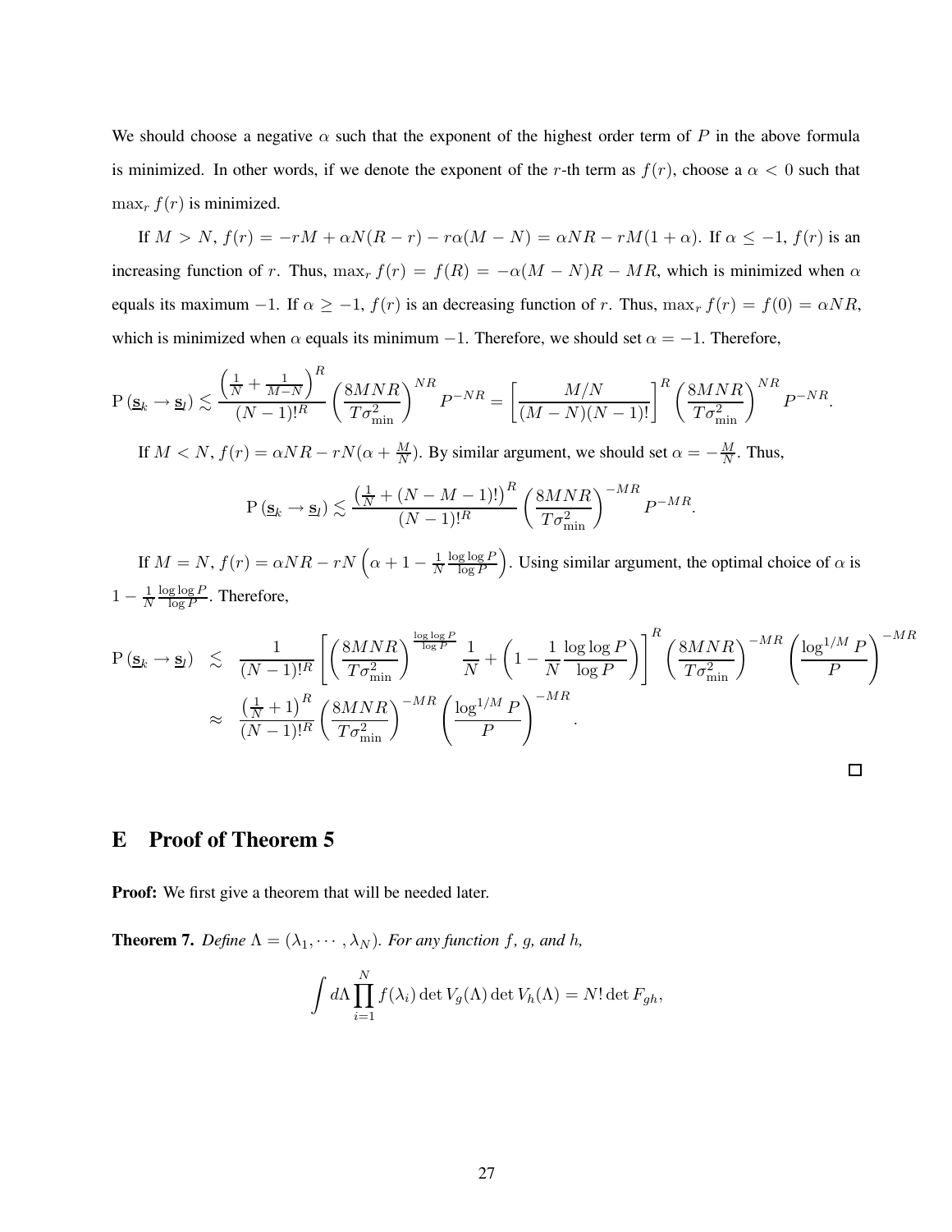We should choose a negative $\alpha$ such that the exponent of the highest order term of $P$ in the above formula is minimized. In other words, if we denote the exponent of the $r$-th term as $f(r)$, choose a $\alpha < 0$ such that $\max_r f(r)$ is minimized.

If $M > N$, $f(r) = -rM + \alpha N(R-r) - r\alpha(M-N) = \alpha NR - rM(1+\alpha)$. If $\alpha \leq -1$, $f(r)$ is an increasing function of $r$. Thus, $\max_r f(r) = f(R) = -\alpha(M-N)R - MR$, which is minimized when $\alpha$ equals its maximum $-1$. If $\alpha \geq -1$, $f(r)$ is an decreasing function of $r$. Thus, $\max_r f(r) = f(0) = \alpha NR$, which is minimized when $\alpha$ equals its minimum $-1$. Therefore, we should set $\alpha = -1$. Therefore,

$$\mathrm{P}\left(\underline{\mathbf{s}}_k \to \underline{\mathbf{s}}_l\right) \lesssim \frac{\left(\frac{1}{N} + \frac{1}{M-N}\right)^R}{(N-1)!^R} \left(\frac{8MNR}{T\sigma_{\min}^2}\right)^{NR} P^{-NR} = \left[\frac{M/N}{(M-N)(N-1)!}\right]^R \left(\frac{8MNR}{T\sigma_{\min}^2}\right)^{NR} P^{-NR}.$$

If $M < N$, $f(r) = \alpha NR - rN(\alpha + \frac{M}{N})$. By similar argument, we should set $\alpha = -\frac{M}{N}$. Thus,

$$\mathrm{P}\left(\underline{\mathbf{s}}_k \to \underline{\mathbf{s}}_l\right) \lesssim \frac{\left(\frac{1}{N} + (N-M-1)!\right)^R}{(N-1)!^R} \left(\frac{8MNR}{T\sigma_{\min}^2}\right)^{-MR} P^{-MR}.$$

If $M = N$, $f(r) = \alpha NR - rN\left(\alpha + 1 - \frac{1}{N}\frac{\log\log P}{\log P}\right)$. Using similar argument, the optimal choice of $\alpha$ is $1 - \frac{1}{N}\frac{\log\log P}{\log P}$. Therefore,

$$\begin{aligned}
\mathrm{P}\left(\underline{\mathbf{s}}_k \to \underline{\mathbf{s}}_l\right) &\lesssim \frac{1}{(N-1)!^R}\left[\left(\frac{8MNR}{T\sigma_{\min}^2}\right)^{\frac{\log\log P}{\log P}} \frac{1}{N} + \left(1 - \frac{1}{N}\frac{\log\log P}{\log P}\right)\right]^R \left(\frac{8MNR}{T\sigma_{\min}^2}\right)^{-MR} \left(\frac{\log^{1/M} P}{P}\right)^{-MR} \\
&\approx \frac{\left(\frac{1}{N} + 1\right)^R}{(N-1)!^R} \left(\frac{8MNR}{T\sigma_{\min}^2}\right)^{-MR} \left(\frac{\log^{1/M} P}{P}\right)^{-MR}.
\end{aligned}$$

□

# E Proof of Theorem 5

**Proof:** We first give a theorem that will be needed later.

**Theorem 7.** *Define $\Lambda = (\lambda_1, \cdots, \lambda_N)$. For any function $f$, $g$, and $h$,*

$$\int d\Lambda \prod_{i=1}^{N} f(\lambda_i) \det V_g(\Lambda) \det V_h(\Lambda) = N! \det F_{gh},$$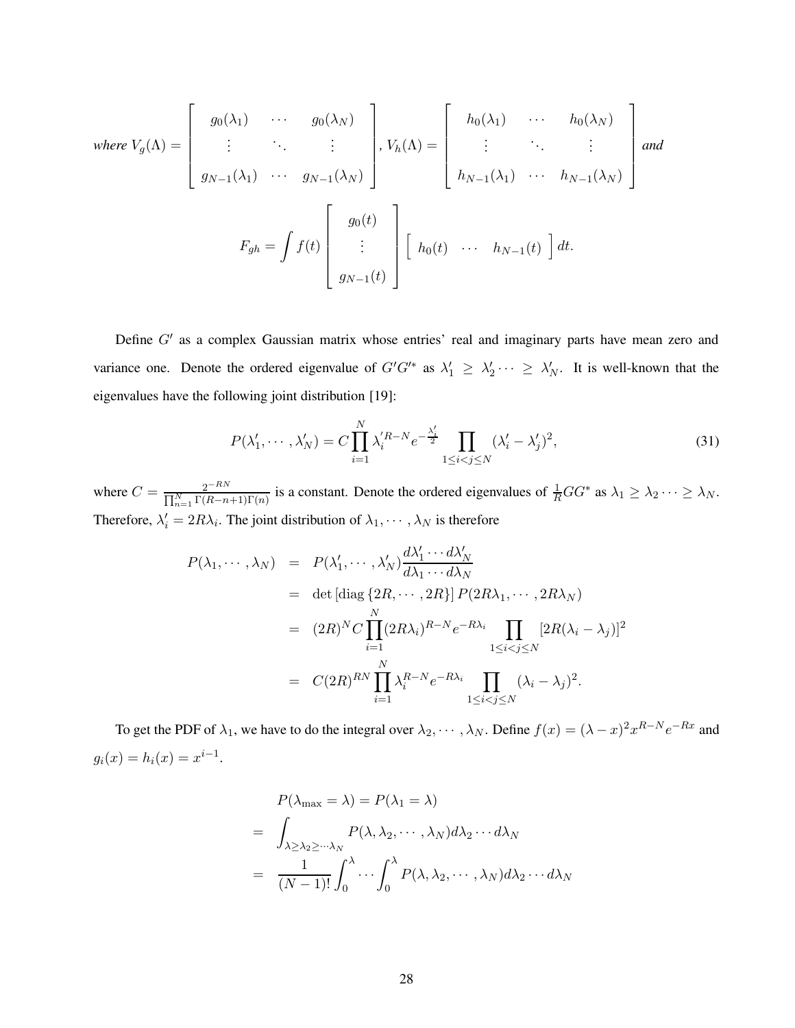*where* $V_g(\Lambda) = \begin{bmatrix} g_0(\lambda_1) & \cdots & g_0(\lambda_N) \\ \vdots & \ddots & \vdots \\ g_{N-1}(\lambda_1) & \cdots & g_{N-1}(\lambda_N) \end{bmatrix}$, $V_h(\Lambda) = \begin{bmatrix} h_0(\lambda_1) & \cdots & h_0(\lambda_N) \\ \vdots & \ddots & \vdots \\ h_{N-1}(\lambda_1) & \cdots & h_{N-1}(\lambda_N) \end{bmatrix}$ *and*

$$F_{gh} = \int f(t) \begin{bmatrix} g_0(t) \\ \vdots \\ g_{N-1}(t) \end{bmatrix} \begin{bmatrix} h_0(t) & \cdots & h_{N-1}(t) \end{bmatrix} dt.$$

Define $G'$ as a complex Gaussian matrix whose entries' real and imaginary parts have mean zero and variance one. Denote the ordered eigenvalue of $G'G'^*$ as $\lambda'_1 \geq \lambda'_2 \cdots \geq \lambda'_N$. It is well-known that the eigenvalues have the following joint distribution [19]:

$$P(\lambda'_1, \cdots, \lambda'_N) = C \prod_{i=1}^{N} \lambda_i'^{R-N} e^{-\frac{\lambda'_i}{2}} \prod_{1 \leq i < j \leq N} (\lambda'_i - \lambda'_j)^2, \tag{31}$$

where $C = \frac{2^{-RN}}{\prod_{n=1}^{N} \Gamma(R-n+1)\Gamma(n)}$ is a constant. Denote the ordered eigenvalues of $\frac{1}{R}GG^*$ as $\lambda_1 \geq \lambda_2 \cdots \geq \lambda_N$. Therefore, $\lambda'_i = 2R\lambda_i$. The joint distribution of $\lambda_1, \cdots, \lambda_N$ is therefore

$$\begin{aligned} P(\lambda_1, \cdots, \lambda_N) &= P(\lambda'_1, \cdots, \lambda'_N) \frac{d\lambda'_1 \cdots d\lambda'_N}{d\lambda_1 \cdots d\lambda_N} \\ &= \det\left[\mathrm{diag}\left\{2R, \cdots, 2R\right\}\right] P(2R\lambda_1, \cdots, 2R\lambda_N) \\ &= (2R)^N C \prod_{i=1}^{N} (2R\lambda_i)^{R-N} e^{-R\lambda_i} \prod_{1 \leq i < j \leq N} [2R(\lambda_i - \lambda_j)]^2 \\ &= C(2R)^{RN} \prod_{i=1}^{N} \lambda_i^{R-N} e^{-R\lambda_i} \prod_{1 \leq i < j \leq N} (\lambda_i - \lambda_j)^2. \end{aligned}$$

To get the PDF of $\lambda_1$, we have to do the integral over $\lambda_2, \cdots, \lambda_N$. Define $f(x) = (\lambda - x)^2 x^{R-N} e^{-Rx}$ and $g_i(x) = h_i(x) = x^{i-1}$.

$$\begin{aligned} & P(\lambda_{\max} = \lambda) = P(\lambda_1 = \lambda) \\ =\ & \int_{\lambda \geq \lambda_2 \geq \cdots \lambda_N} P(\lambda, \lambda_2, \cdots, \lambda_N) d\lambda_2 \cdots d\lambda_N \\ =\ & \frac{1}{(N-1)!} \int_0^{\lambda} \cdots \int_0^{\lambda} P(\lambda, \lambda_2, \cdots, \lambda_N) d\lambda_2 \cdots d\lambda_N \end{aligned}$$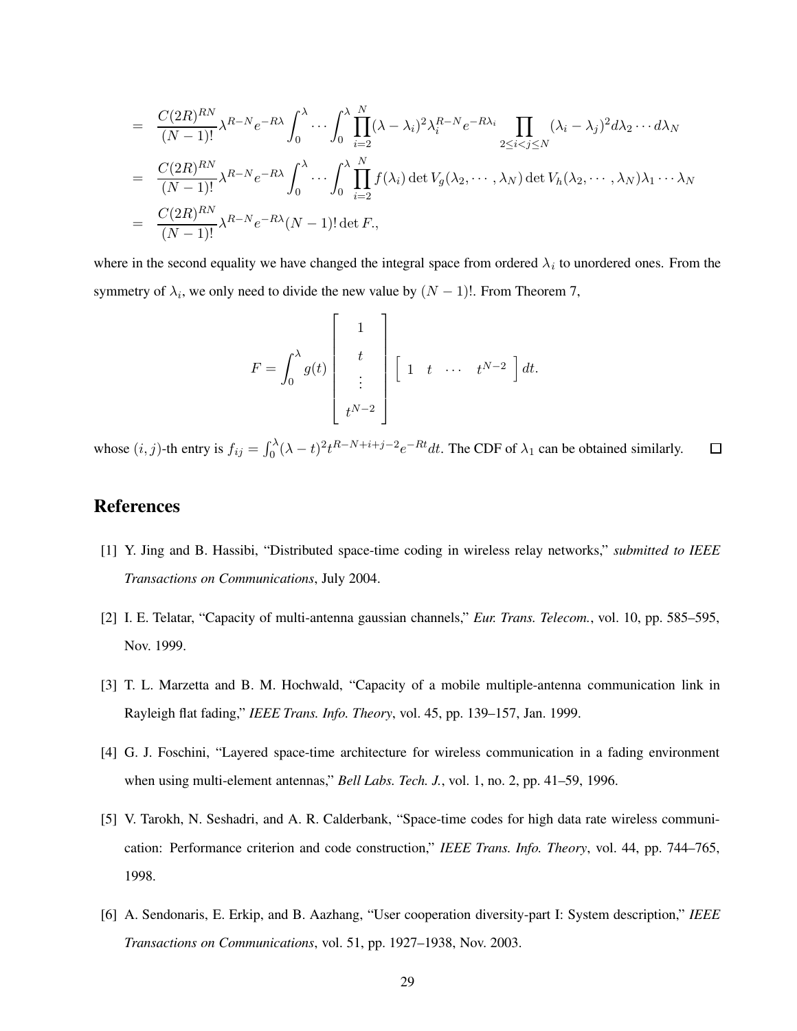$$
\begin{aligned}
&= \frac{C(2R)^{RN}}{(N-1)!}\lambda^{R-N}e^{-R\lambda}\int_0^\lambda\cdots\int_0^\lambda\prod_{i=2}^N(\lambda-\lambda_i)^2\lambda_i^{R-N}e^{-R\lambda_i}\prod_{2\le i<j\le N}(\lambda_i-\lambda_j)^2 d\lambda_2\cdots d\lambda_N \\
&= \frac{C(2R)^{RN}}{(N-1)!}\lambda^{R-N}e^{-R\lambda}\int_0^\lambda\cdots\int_0^\lambda\prod_{i=2}^N f(\lambda_i)\det V_g(\lambda_2,\cdots,\lambda_N)\det V_h(\lambda_2,\cdots,\lambda_N)\lambda_1\cdots\lambda_N \\
&= \frac{C(2R)^{RN}}{(N-1)!}\lambda^{R-N}e^{-R\lambda}(N-1)!\det F.,
\end{aligned}
$$

where in the second equality we have changed the integral space from ordered $\lambda_i$ to unordered ones. From the symmetry of $\lambda_i$, we only need to divide the new value by $(N-1)!$. From Theorem 7,

$$
F = \int_0^\lambda g(t)\begin{bmatrix}1\\ t\\ \vdots\\ t^{N-2}\end{bmatrix}\begin{bmatrix}1 & t & \cdots & t^{N-2}\end{bmatrix}dt.
$$

whose $(i,j)$-th entry is $f_{ij}=\int_0^\lambda(\lambda-t)^2t^{R-N+i+j-2}e^{-Rt}dt$. The CDF of $\lambda_1$ can be obtained similarly. $\square$

## References

[1] Y. Jing and B. Hassibi, "Distributed space-time coding in wireless relay networks," *submitted to IEEE Transactions on Communications*, July 2004.

[2] I. E. Telatar, "Capacity of multi-antenna gaussian channels," *Eur. Trans. Telecom.*, vol. 10, pp. 585–595, Nov. 1999.

[3] T. L. Marzetta and B. M. Hochwald, "Capacity of a mobile multiple-antenna communication link in Rayleigh flat fading," *IEEE Trans. Info. Theory*, vol. 45, pp. 139–157, Jan. 1999.

[4] G. J. Foschini, "Layered space-time architecture for wireless communication in a fading environment when using multi-element antennas," *Bell Labs. Tech. J.*, vol. 1, no. 2, pp. 41–59, 1996.

[5] V. Tarokh, N. Seshadri, and A. R. Calderbank, "Space-time codes for high data rate wireless communication: Performance criterion and code construction," *IEEE Trans. Info. Theory*, vol. 44, pp. 744–765, 1998.

[6] A. Sendonaris, E. Erkip, and B. Aazhang, "User cooperation diversity-part I: System description," *IEEE Transactions on Communications*, vol. 51, pp. 1927–1938, Nov. 2003.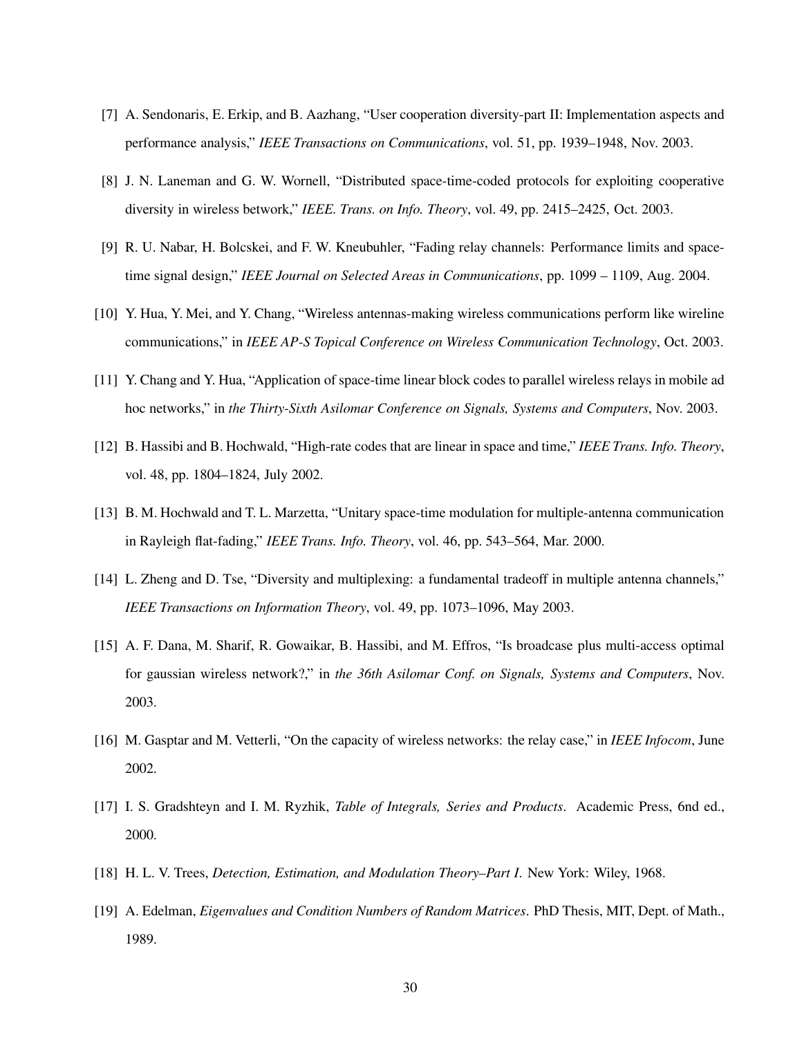[7] A. Sendonaris, E. Erkip, and B. Aazhang, "User cooperation diversity-part II: Implementation aspects and performance analysis," *IEEE Transactions on Communications*, vol. 51, pp. 1939–1948, Nov. 2003.

[8] J. N. Laneman and G. W. Wornell, "Distributed space-time-coded protocols for exploiting cooperative diversity in wireless betwork," *IEEE. Trans. on Info. Theory*, vol. 49, pp. 2415–2425, Oct. 2003.

[9] R. U. Nabar, H. Bolcskei, and F. W. Kneubuhler, "Fading relay channels: Performance limits and space-time signal design," *IEEE Journal on Selected Areas in Communications*, pp. 1099 – 1109, Aug. 2004.

[10] Y. Hua, Y. Mei, and Y. Chang, "Wireless antennas-making wireless communications perform like wireline communications," in *IEEE AP-S Topical Conference on Wireless Communication Technology*, Oct. 2003.

[11] Y. Chang and Y. Hua, "Application of space-time linear block codes to parallel wireless relays in mobile ad hoc networks," in *the Thirty-Sixth Asilomar Conference on Signals, Systems and Computers*, Nov. 2003.

[12] B. Hassibi and B. Hochwald, "High-rate codes that are linear in space and time," *IEEE Trans. Info. Theory*, vol. 48, pp. 1804–1824, July 2002.

[13] B. M. Hochwald and T. L. Marzetta, "Unitary space-time modulation for multiple-antenna communication in Rayleigh flat-fading," *IEEE Trans. Info. Theory*, vol. 46, pp. 543–564, Mar. 2000.

[14] L. Zheng and D. Tse, "Diversity and multiplexing: a fundamental tradeoff in multiple antenna channels," *IEEE Transactions on Information Theory*, vol. 49, pp. 1073–1096, May 2003.

[15] A. F. Dana, M. Sharif, R. Gowaikar, B. Hassibi, and M. Effros, "Is broadcase plus multi-access optimal for gaussian wireless network?," in *the 36th Asilomar Conf. on Signals, Systems and Computers*, Nov. 2003.

[16] M. Gasptar and M. Vetterli, "On the capacity of wireless networks: the relay case," in *IEEE Infocom*, June 2002.

[17] I. S. Gradshteyn and I. M. Ryzhik, *Table of Integrals, Series and Products*. Academic Press, 6nd ed., 2000.

[18] H. L. V. Trees, *Detection, Estimation, and Modulation Theory–Part I*. New York: Wiley, 1968.

[19] A. Edelman, *Eigenvalues and Condition Numbers of Random Matrices*. PhD Thesis, MIT, Dept. of Math., 1989.